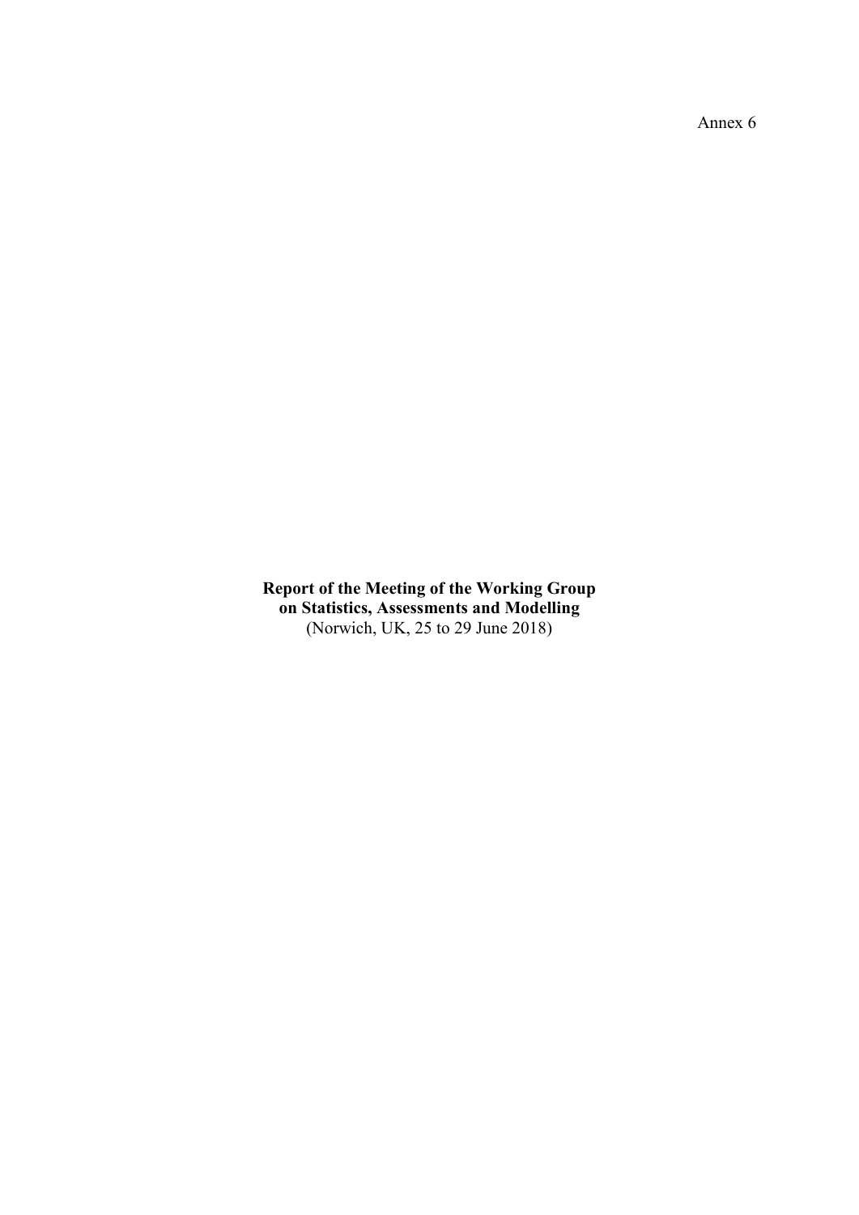Annex 6

**Report of the Meeting of the Working Group on Statistics, Assessments and Modelling**
(Norwich, UK, 25 to 29 June 2018)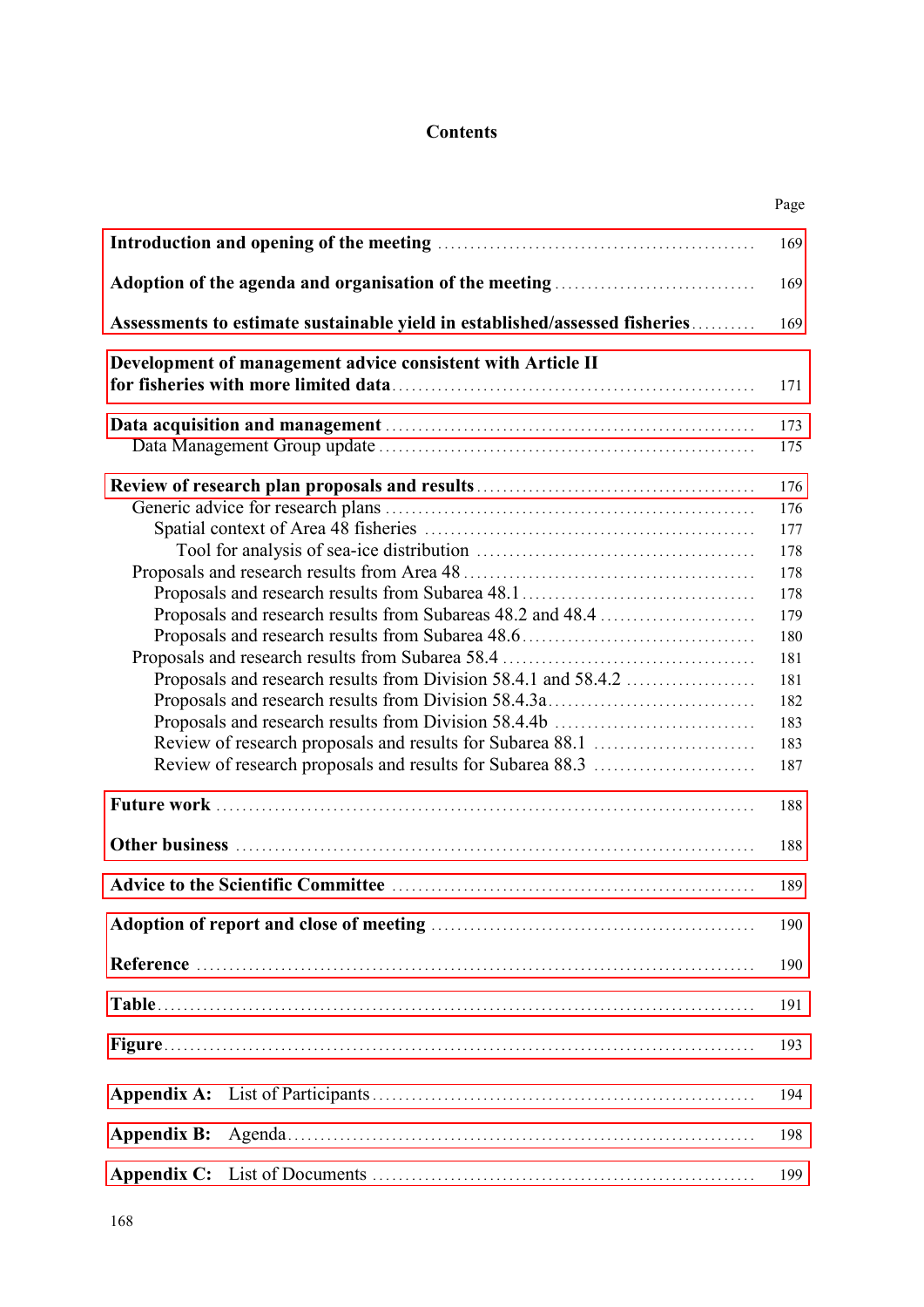# Contents

| | Page |
|---|---|
| **Introduction and opening of the meeting** | 169 |
| **Adoption of the agenda and organisation of the meeting** | 169 |
| **Assessments to estimate sustainable yield in established/assessed fisheries** | 169 |
| **Development of management advice consistent with Article II for fisheries with more limited data** | 171 |
| **Data acquisition and management** | 173 |
| Data Management Group update | 175 |
| **Review of research plan proposals and results** | 176 |
| Generic advice for research plans | 176 |
| Spatial context of Area 48 fisheries | 177 |
| Tool for analysis of sea-ice distribution | 178 |
| Proposals and research results from Area 48 | 178 |
| Proposals and research results from Subarea 48.1 | 178 |
| Proposals and research results from Subareas 48.2 and 48.4 | 179 |
| Proposals and research results from Subarea 48.6 | 180 |
| Proposals and research results from Subarea 58.4 | 181 |
| Proposals and research results from Division 58.4.1 and 58.4.2 | 181 |
| Proposals and research results from Division 58.4.3a | 182 |
| Proposals and research results from Division 58.4.4b | 183 |
| Review of research proposals and results for Subarea 88.1 | 183 |
| Review of research proposals and results for Subarea 88.3 | 187 |
| **Future work** | 188 |
| **Other business** | 188 |
| **Advice to the Scientific Committee** | 189 |
| **Adoption of report and close of meeting** | 190 |
| **Reference** | 190 |
| **Table** | 191 |
| **Figure** | 193 |
| **Appendix A:** List of Participants | 194 |
| **Appendix B:** Agenda | 198 |
| **Appendix C:** List of Documents | 199 |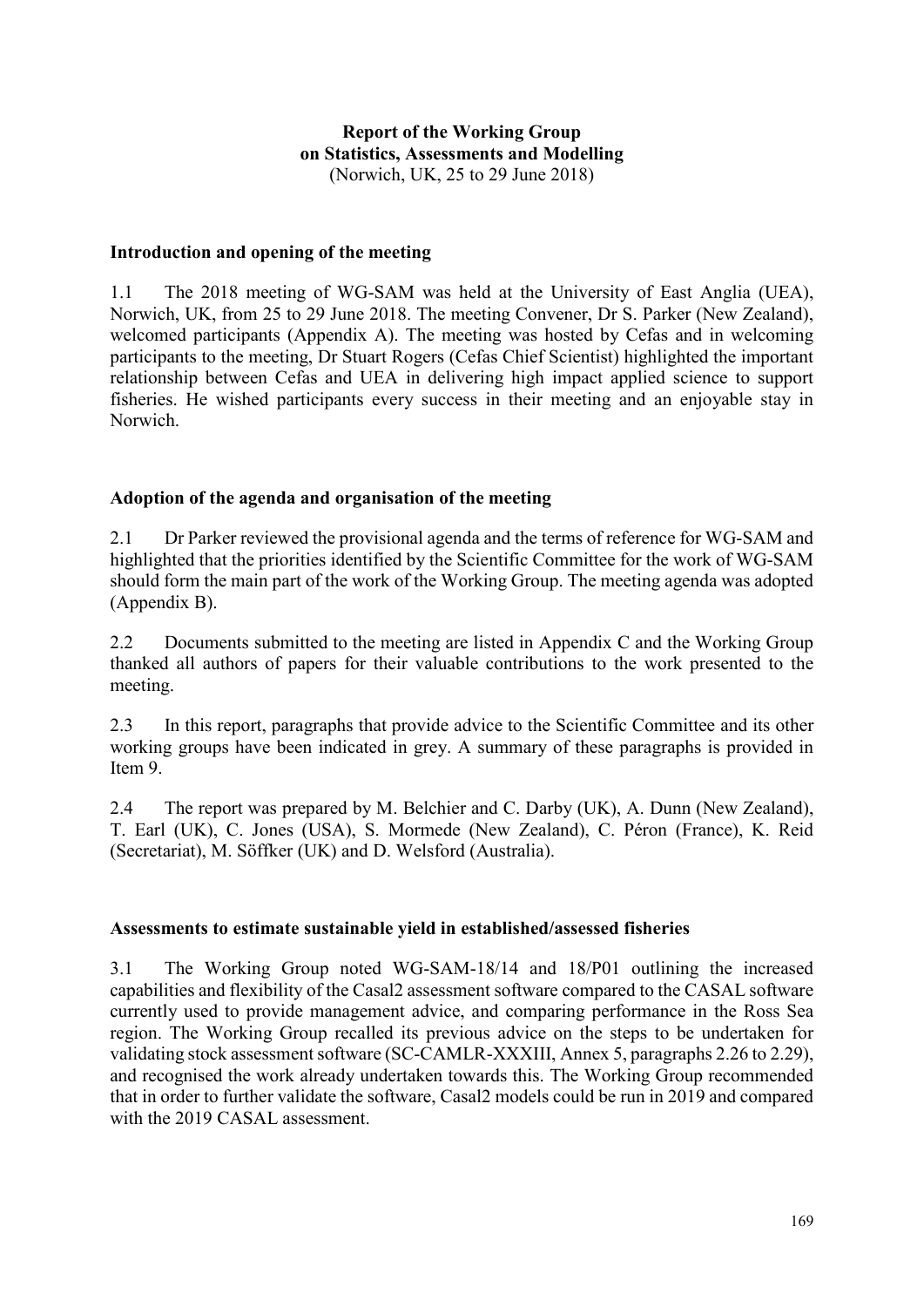# Report of the Working Group on Statistics, Assessments and Modelling

(Norwich, UK, 25 to 29 June 2018)

## Introduction and opening of the meeting

1.1 The 2018 meeting of WG-SAM was held at the University of East Anglia (UEA), Norwich, UK, from 25 to 29 June 2018. The meeting Convener, Dr S. Parker (New Zealand), welcomed participants (Appendix A). The meeting was hosted by Cefas and in welcoming participants to the meeting, Dr Stuart Rogers (Cefas Chief Scientist) highlighted the important relationship between Cefas and UEA in delivering high impact applied science to support fisheries. He wished participants every success in their meeting and an enjoyable stay in Norwich.

## Adoption of the agenda and organisation of the meeting

2.1 Dr Parker reviewed the provisional agenda and the terms of reference for WG-SAM and highlighted that the priorities identified by the Scientific Committee for the work of WG-SAM should form the main part of the work of the Working Group. The meeting agenda was adopted (Appendix B).

2.2 Documents submitted to the meeting are listed in Appendix C and the Working Group thanked all authors of papers for their valuable contributions to the work presented to the meeting.

2.3 In this report, paragraphs that provide advice to the Scientific Committee and its other working groups have been indicated in grey. A summary of these paragraphs is provided in Item 9.

2.4 The report was prepared by M. Belchier and C. Darby (UK), A. Dunn (New Zealand), T. Earl (UK), C. Jones (USA), S. Mormede (New Zealand), C. Péron (France), K. Reid (Secretariat), M. Söffker (UK) and D. Welsford (Australia).

## Assessments to estimate sustainable yield in established/assessed fisheries

3.1 The Working Group noted WG-SAM-18/14 and 18/P01 outlining the increased capabilities and flexibility of the Casal2 assessment software compared to the CASAL software currently used to provide management advice, and comparing performance in the Ross Sea region. The Working Group recalled its previous advice on the steps to be undertaken for validating stock assessment software (SC-CAMLR-XXXIII, Annex 5, paragraphs 2.26 to 2.29), and recognised the work already undertaken towards this. The Working Group recommended that in order to further validate the software, Casal2 models could be run in 2019 and compared with the 2019 CASAL assessment.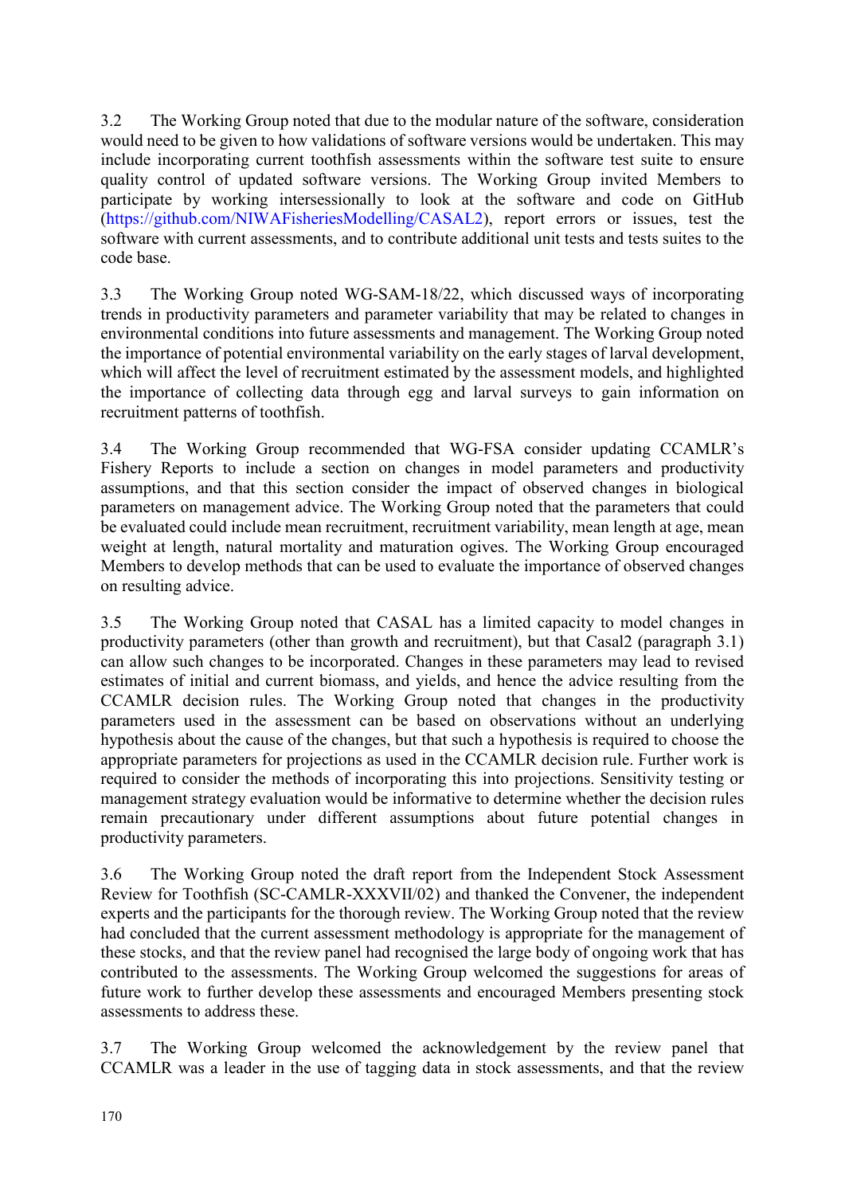3.2 The Working Group noted that due to the modular nature of the software, consideration would need to be given to how validations of software versions would be undertaken. This may include incorporating current toothfish assessments within the software test suite to ensure quality control of updated software versions. The Working Group invited Members to participate by working intersessionally to look at the software and code on GitHub (https://github.com/NIWAFisheriesModelling/CASAL2), report errors or issues, test the software with current assessments, and to contribute additional unit tests and tests suites to the code base.

3.3 The Working Group noted WG-SAM-18/22, which discussed ways of incorporating trends in productivity parameters and parameter variability that may be related to changes in environmental conditions into future assessments and management. The Working Group noted the importance of potential environmental variability on the early stages of larval development, which will affect the level of recruitment estimated by the assessment models, and highlighted the importance of collecting data through egg and larval surveys to gain information on recruitment patterns of toothfish.

3.4 The Working Group recommended that WG-FSA consider updating CCAMLR's Fishery Reports to include a section on changes in model parameters and productivity assumptions, and that this section consider the impact of observed changes in biological parameters on management advice. The Working Group noted that the parameters that could be evaluated could include mean recruitment, recruitment variability, mean length at age, mean weight at length, natural mortality and maturation ogives. The Working Group encouraged Members to develop methods that can be used to evaluate the importance of observed changes on resulting advice.

3.5 The Working Group noted that CASAL has a limited capacity to model changes in productivity parameters (other than growth and recruitment), but that Casal2 (paragraph 3.1) can allow such changes to be incorporated. Changes in these parameters may lead to revised estimates of initial and current biomass, and yields, and hence the advice resulting from the CCAMLR decision rules. The Working Group noted that changes in the productivity parameters used in the assessment can be based on observations without an underlying hypothesis about the cause of the changes, but that such a hypothesis is required to choose the appropriate parameters for projections as used in the CCAMLR decision rule. Further work is required to consider the methods of incorporating this into projections. Sensitivity testing or management strategy evaluation would be informative to determine whether the decision rules remain precautionary under different assumptions about future potential changes in productivity parameters.

3.6 The Working Group noted the draft report from the Independent Stock Assessment Review for Toothfish (SC-CAMLR-XXXVII/02) and thanked the Convener, the independent experts and the participants for the thorough review. The Working Group noted that the review had concluded that the current assessment methodology is appropriate for the management of these stocks, and that the review panel had recognised the large body of ongoing work that has contributed to the assessments. The Working Group welcomed the suggestions for areas of future work to further develop these assessments and encouraged Members presenting stock assessments to address these.

3.7 The Working Group welcomed the acknowledgement by the review panel that CCAMLR was a leader in the use of tagging data in stock assessments, and that the review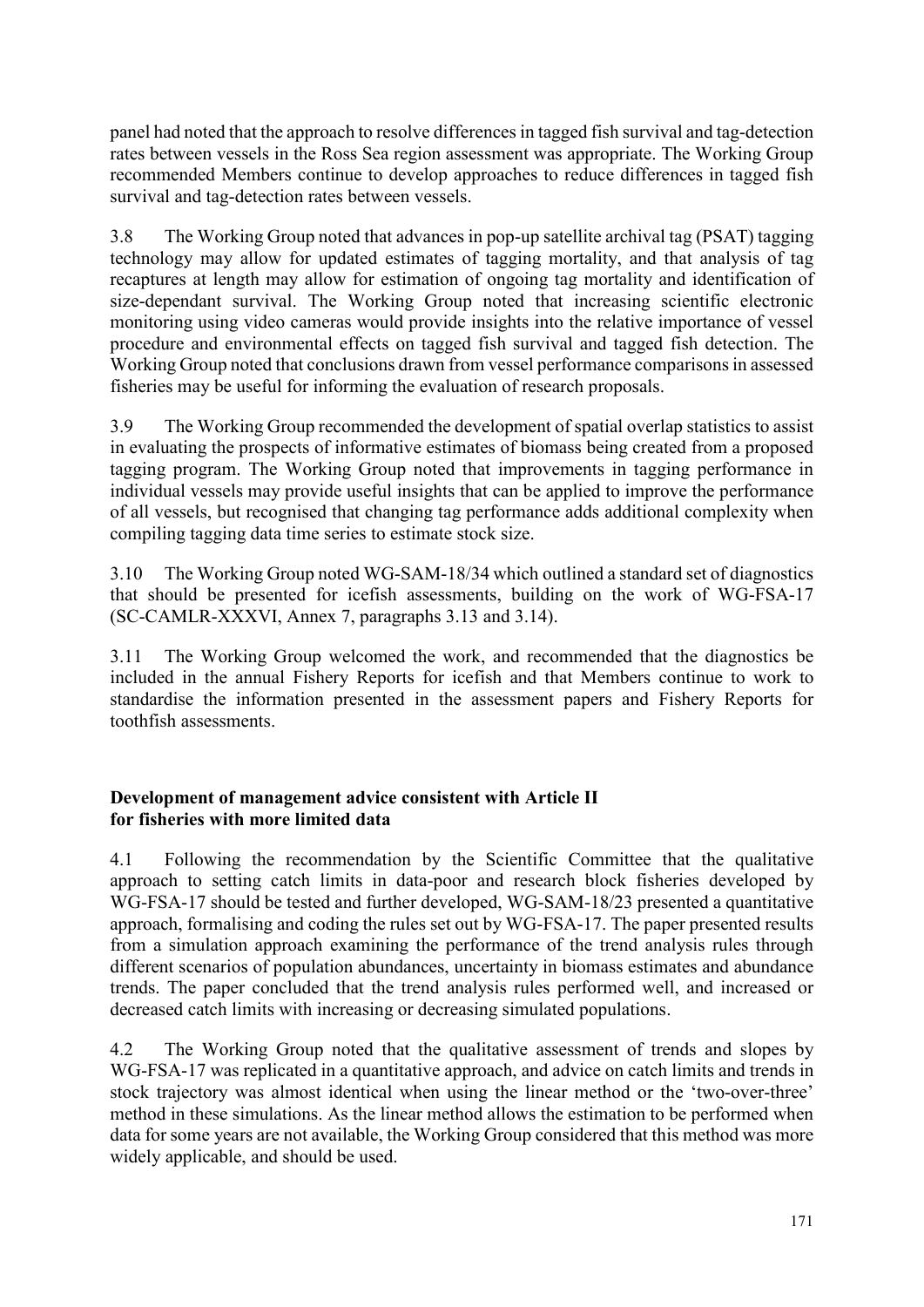panel had noted that the approach to resolve differences in tagged fish survival and tag-detection rates between vessels in the Ross Sea region assessment was appropriate. The Working Group recommended Members continue to develop approaches to reduce differences in tagged fish survival and tag-detection rates between vessels.

3.8 The Working Group noted that advances in pop-up satellite archival tag (PSAT) tagging technology may allow for updated estimates of tagging mortality, and that analysis of tag recaptures at length may allow for estimation of ongoing tag mortality and identification of size-dependant survival. The Working Group noted that increasing scientific electronic monitoring using video cameras would provide insights into the relative importance of vessel procedure and environmental effects on tagged fish survival and tagged fish detection. The Working Group noted that conclusions drawn from vessel performance comparisons in assessed fisheries may be useful for informing the evaluation of research proposals.

3.9 The Working Group recommended the development of spatial overlap statistics to assist in evaluating the prospects of informative estimates of biomass being created from a proposed tagging program. The Working Group noted that improvements in tagging performance in individual vessels may provide useful insights that can be applied to improve the performance of all vessels, but recognised that changing tag performance adds additional complexity when compiling tagging data time series to estimate stock size.

3.10 The Working Group noted WG-SAM-18/34 which outlined a standard set of diagnostics that should be presented for icefish assessments, building on the work of WG-FSA-17 (SC-CAMLR-XXXVI, Annex 7, paragraphs 3.13 and 3.14).

3.11 The Working Group welcomed the work, and recommended that the diagnostics be included in the annual Fishery Reports for icefish and that Members continue to work to standardise the information presented in the assessment papers and Fishery Reports for toothfish assessments.

## Development of management advice consistent with Article II for fisheries with more limited data

4.1 Following the recommendation by the Scientific Committee that the qualitative approach to setting catch limits in data-poor and research block fisheries developed by WG-FSA-17 should be tested and further developed, WG-SAM-18/23 presented a quantitative approach, formalising and coding the rules set out by WG-FSA-17. The paper presented results from a simulation approach examining the performance of the trend analysis rules through different scenarios of population abundances, uncertainty in biomass estimates and abundance trends. The paper concluded that the trend analysis rules performed well, and increased or decreased catch limits with increasing or decreasing simulated populations.

4.2 The Working Group noted that the qualitative assessment of trends and slopes by WG-FSA-17 was replicated in a quantitative approach, and advice on catch limits and trends in stock trajectory was almost identical when using the linear method or the 'two-over-three' method in these simulations. As the linear method allows the estimation to be performed when data for some years are not available, the Working Group considered that this method was more widely applicable, and should be used.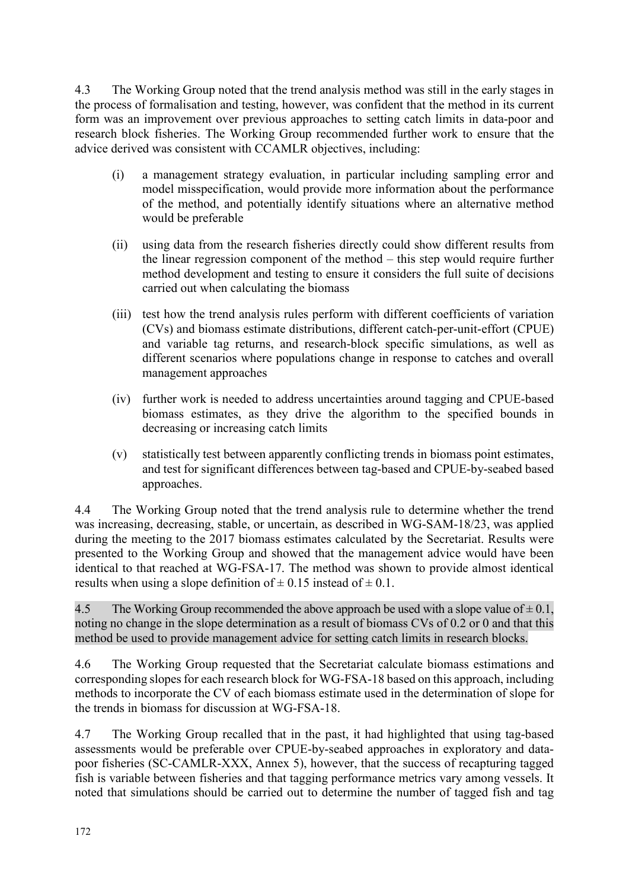4.3 The Working Group noted that the trend analysis method was still in the early stages in the process of formalisation and testing, however, was confident that the method in its current form was an improvement over previous approaches to setting catch limits in data-poor and research block fisheries. The Working Group recommended further work to ensure that the advice derived was consistent with CCAMLR objectives, including:

(i) a management strategy evaluation, in particular including sampling error and model misspecification, would provide more information about the performance of the method, and potentially identify situations where an alternative method would be preferable

(ii) using data from the research fisheries directly could show different results from the linear regression component of the method – this step would require further method development and testing to ensure it considers the full suite of decisions carried out when calculating the biomass

(iii) test how the trend analysis rules perform with different coefficients of variation (CVs) and biomass estimate distributions, different catch-per-unit-effort (CPUE) and variable tag returns, and research-block specific simulations, as well as different scenarios where populations change in response to catches and overall management approaches

(iv) further work is needed to address uncertainties around tagging and CPUE-based biomass estimates, as they drive the algorithm to the specified bounds in decreasing or increasing catch limits

(v) statistically test between apparently conflicting trends in biomass point estimates, and test for significant differences between tag-based and CPUE-by-seabed based approaches.

4.4 The Working Group noted that the trend analysis rule to determine whether the trend was increasing, decreasing, stable, or uncertain, as described in WG-SAM-18/23, was applied during the meeting to the 2017 biomass estimates calculated by the Secretariat. Results were presented to the Working Group and showed that the management advice would have been identical to that reached at WG-FSA-17. The method was shown to provide almost identical results when using a slope definition of $\pm$ 0.15 instead of $\pm$ 0.1.

4.5 The Working Group recommended the above approach be used with a slope value of $\pm$ 0.1, noting no change in the slope determination as a result of biomass CVs of 0.2 or 0 and that this method be used to provide management advice for setting catch limits in research blocks.

4.6 The Working Group requested that the Secretariat calculate biomass estimations and corresponding slopes for each research block for WG-FSA-18 based on this approach, including methods to incorporate the CV of each biomass estimate used in the determination of slope for the trends in biomass for discussion at WG-FSA-18.

4.7 The Working Group recalled that in the past, it had highlighted that using tag-based assessments would be preferable over CPUE-by-seabed approaches in exploratory and data-poor fisheries (SC-CAMLR-XXX, Annex 5), however, that the success of recapturing tagged fish is variable between fisheries and that tagging performance metrics vary among vessels. It noted that simulations should be carried out to determine the number of tagged fish and tag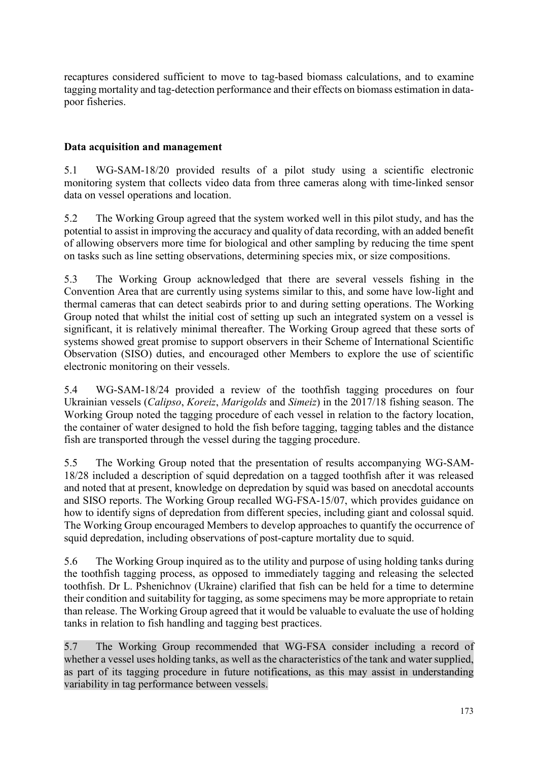recaptures considered sufficient to move to tag-based biomass calculations, and to examine tagging mortality and tag-detection performance and their effects on biomass estimation in data-poor fisheries.

## Data acquisition and management

5.1 WG-SAM-18/20 provided results of a pilot study using a scientific electronic monitoring system that collects video data from three cameras along with time-linked sensor data on vessel operations and location.

5.2 The Working Group agreed that the system worked well in this pilot study, and has the potential to assist in improving the accuracy and quality of data recording, with an added benefit of allowing observers more time for biological and other sampling by reducing the time spent on tasks such as line setting observations, determining species mix, or size compositions.

5.3 The Working Group acknowledged that there are several vessels fishing in the Convention Area that are currently using systems similar to this, and some have low-light and thermal cameras that can detect seabirds prior to and during setting operations. The Working Group noted that whilst the initial cost of setting up such an integrated system on a vessel is significant, it is relatively minimal thereafter. The Working Group agreed that these sorts of systems showed great promise to support observers in their Scheme of International Scientific Observation (SISO) duties, and encouraged other Members to explore the use of scientific electronic monitoring on their vessels.

5.4 WG-SAM-18/24 provided a review of the toothfish tagging procedures on four Ukrainian vessels (*Calipso*, *Koreiz*, *Marigolds* and *Simeiz*) in the 2017/18 fishing season. The Working Group noted the tagging procedure of each vessel in relation to the factory location, the container of water designed to hold the fish before tagging, tagging tables and the distance fish are transported through the vessel during the tagging procedure.

5.5 The Working Group noted that the presentation of results accompanying WG-SAM-18/28 included a description of squid depredation on a tagged toothfish after it was released and noted that at present, knowledge on depredation by squid was based on anecdotal accounts and SISO reports. The Working Group recalled WG-FSA-15/07, which provides guidance on how to identify signs of depredation from different species, including giant and colossal squid. The Working Group encouraged Members to develop approaches to quantify the occurrence of squid depredation, including observations of post-capture mortality due to squid.

5.6 The Working Group inquired as to the utility and purpose of using holding tanks during the toothfish tagging process, as opposed to immediately tagging and releasing the selected toothfish. Dr L. Pshenichnov (Ukraine) clarified that fish can be held for a time to determine their condition and suitability for tagging, as some specimens may be more appropriate to retain than release. The Working Group agreed that it would be valuable to evaluate the use of holding tanks in relation to fish handling and tagging best practices.

5.7 The Working Group recommended that WG-FSA consider including a record of whether a vessel uses holding tanks, as well as the characteristics of the tank and water supplied, as part of its tagging procedure in future notifications, as this may assist in understanding variability in tag performance between vessels.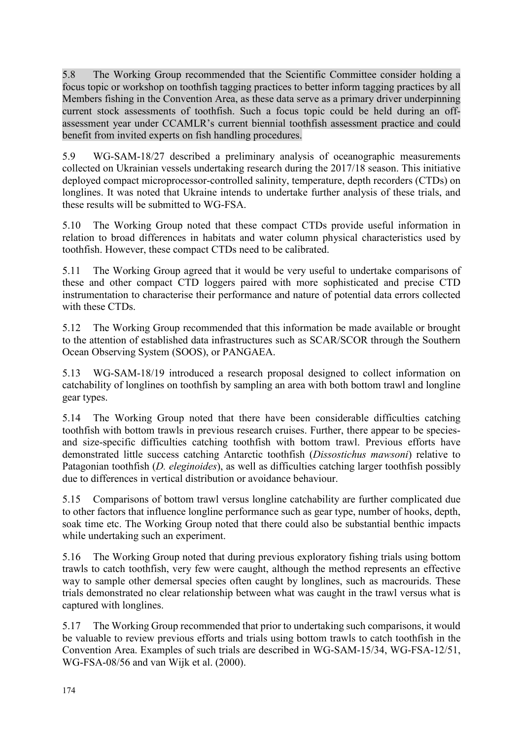5.8 The Working Group recommended that the Scientific Committee consider holding a focus topic or workshop on toothfish tagging practices to better inform tagging practices by all Members fishing in the Convention Area, as these data serve as a primary driver underpinning current stock assessments of toothfish. Such a focus topic could be held during an off-assessment year under CCAMLR's current biennial toothfish assessment practice and could benefit from invited experts on fish handling procedures.

5.9 WG-SAM-18/27 described a preliminary analysis of oceanographic measurements collected on Ukrainian vessels undertaking research during the 2017/18 season. This initiative deployed compact microprocessor-controlled salinity, temperature, depth recorders (CTDs) on longlines. It was noted that Ukraine intends to undertake further analysis of these trials, and these results will be submitted to WG-FSA.

5.10 The Working Group noted that these compact CTDs provide useful information in relation to broad differences in habitats and water column physical characteristics used by toothfish. However, these compact CTDs need to be calibrated.

5.11 The Working Group agreed that it would be very useful to undertake comparisons of these and other compact CTD loggers paired with more sophisticated and precise CTD instrumentation to characterise their performance and nature of potential data errors collected with these CTDs.

5.12 The Working Group recommended that this information be made available or brought to the attention of established data infrastructures such as SCAR/SCOR through the Southern Ocean Observing System (SOOS), or PANGAEA.

5.13 WG-SAM-18/19 introduced a research proposal designed to collect information on catchability of longlines on toothfish by sampling an area with both bottom trawl and longline gear types.

5.14 The Working Group noted that there have been considerable difficulties catching toothfish with bottom trawls in previous research cruises. Further, there appear to be species- and size-specific difficulties catching toothfish with bottom trawl. Previous efforts have demonstrated little success catching Antarctic toothfish (*Dissostichus mawsoni*) relative to Patagonian toothfish (*D. eleginoides*), as well as difficulties catching larger toothfish possibly due to differences in vertical distribution or avoidance behaviour.

5.15 Comparisons of bottom trawl versus longline catchability are further complicated due to other factors that influence longline performance such as gear type, number of hooks, depth, soak time etc. The Working Group noted that there could also be substantial benthic impacts while undertaking such an experiment.

5.16 The Working Group noted that during previous exploratory fishing trials using bottom trawls to catch toothfish, very few were caught, although the method represents an effective way to sample other demersal species often caught by longlines, such as macrourids. These trials demonstrated no clear relationship between what was caught in the trawl versus what is captured with longlines.

5.17 The Working Group recommended that prior to undertaking such comparisons, it would be valuable to review previous efforts and trials using bottom trawls to catch toothfish in the Convention Area. Examples of such trials are described in WG-SAM-15/34, WG-FSA-12/51, WG-FSA-08/56 and van Wijk et al. (2000).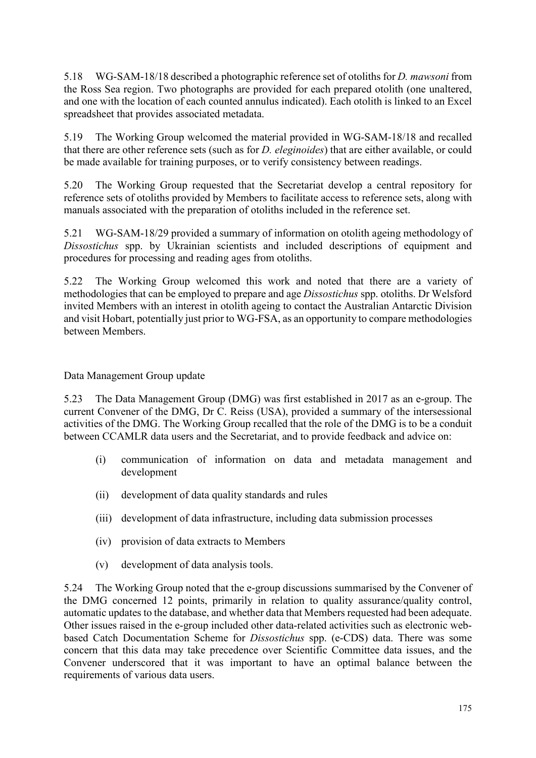5.18 WG-SAM-18/18 described a photographic reference set of otoliths for *D. mawsoni* from the Ross Sea region. Two photographs are provided for each prepared otolith (one unaltered, and one with the location of each counted annulus indicated). Each otolith is linked to an Excel spreadsheet that provides associated metadata.

5.19 The Working Group welcomed the material provided in WG-SAM-18/18 and recalled that there are other reference sets (such as for *D. eleginoides*) that are either available, or could be made available for training purposes, or to verify consistency between readings.

5.20 The Working Group requested that the Secretariat develop a central repository for reference sets of otoliths provided by Members to facilitate access to reference sets, along with manuals associated with the preparation of otoliths included in the reference set.

5.21 WG-SAM-18/29 provided a summary of information on otolith ageing methodology of *Dissostichus* spp. by Ukrainian scientists and included descriptions of equipment and procedures for processing and reading ages from otoliths.

5.22 The Working Group welcomed this work and noted that there are a variety of methodologies that can be employed to prepare and age *Dissostichus* spp. otoliths. Dr Welsford invited Members with an interest in otolith ageing to contact the Australian Antarctic Division and visit Hobart, potentially just prior to WG-FSA, as an opportunity to compare methodologies between Members.

## Data Management Group update

5.23 The Data Management Group (DMG) was first established in 2017 as an e-group. The current Convener of the DMG, Dr C. Reiss (USA), provided a summary of the intersessional activities of the DMG. The Working Group recalled that the role of the DMG is to be a conduit between CCAMLR data users and the Secretariat, and to provide feedback and advice on:

(i) communication of information on data and metadata management and development

(ii) development of data quality standards and rules

(iii) development of data infrastructure, including data submission processes

(iv) provision of data extracts to Members

(v) development of data analysis tools.

5.24 The Working Group noted that the e-group discussions summarised by the Convener of the DMG concerned 12 points, primarily in relation to quality assurance/quality control, automatic updates to the database, and whether data that Members requested had been adequate. Other issues raised in the e-group included other data-related activities such as electronic web-based Catch Documentation Scheme for *Dissostichus* spp. (e-CDS) data. There was some concern that this data may take precedence over Scientific Committee data issues, and the Convener underscored that it was important to have an optimal balance between the requirements of various data users.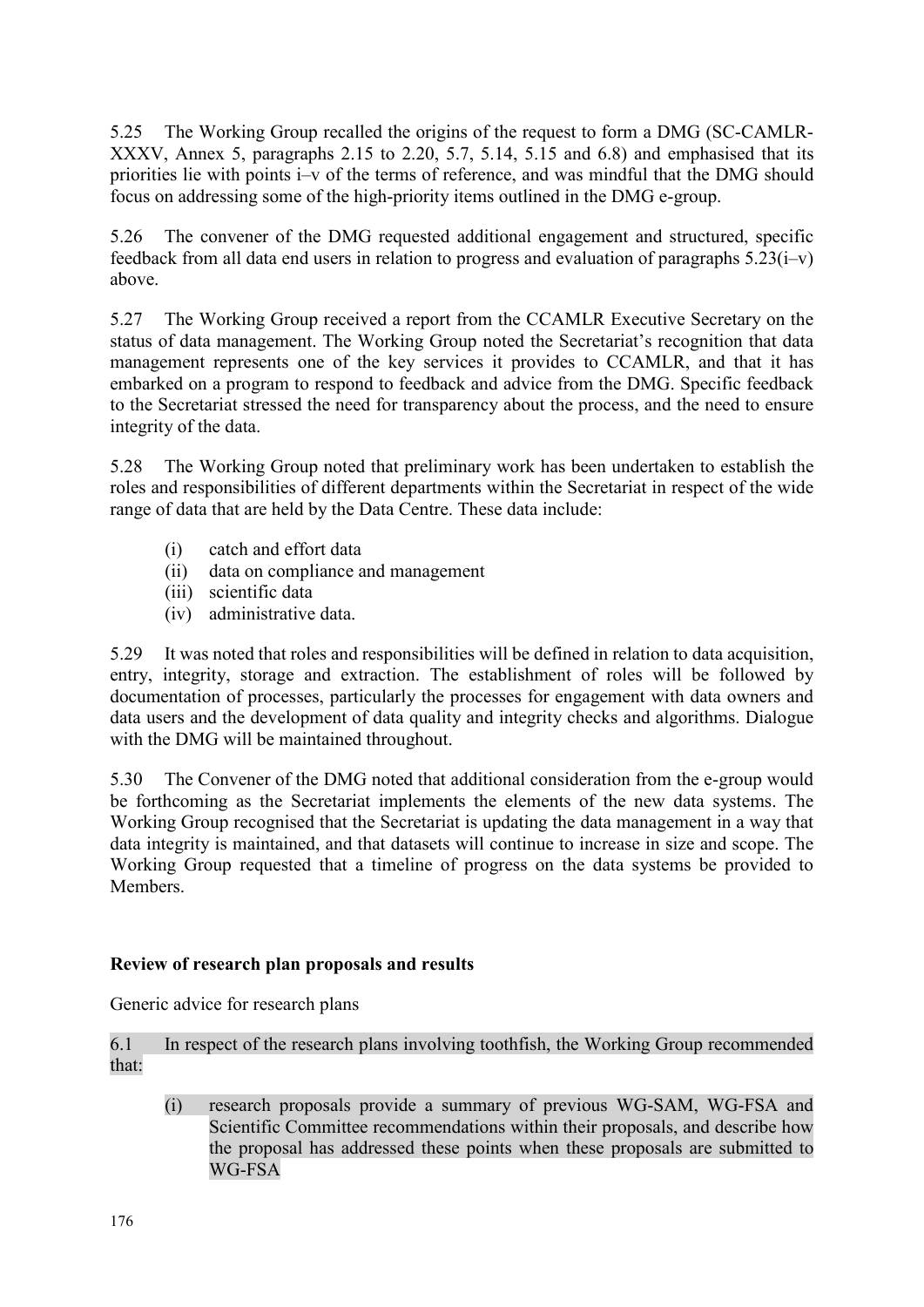5.25 The Working Group recalled the origins of the request to form a DMG (SC-CAMLR-XXXV, Annex 5, paragraphs 2.15 to 2.20, 5.7, 5.14, 5.15 and 6.8) and emphasised that its priorities lie with points i–v of the terms of reference, and was mindful that the DMG should focus on addressing some of the high-priority items outlined in the DMG e-group.

5.26 The convener of the DMG requested additional engagement and structured, specific feedback from all data end users in relation to progress and evaluation of paragraphs 5.23(i–v) above.

5.27 The Working Group received a report from the CCAMLR Executive Secretary on the status of data management. The Working Group noted the Secretariat's recognition that data management represents one of the key services it provides to CCAMLR, and that it has embarked on a program to respond to feedback and advice from the DMG. Specific feedback to the Secretariat stressed the need for transparency about the process, and the need to ensure integrity of the data.

5.28 The Working Group noted that preliminary work has been undertaken to establish the roles and responsibilities of different departments within the Secretariat in respect of the wide range of data that are held by the Data Centre. These data include:

- (i) catch and effort data
- (ii) data on compliance and management
- (iii) scientific data
- (iv) administrative data.

5.29 It was noted that roles and responsibilities will be defined in relation to data acquisition, entry, integrity, storage and extraction. The establishment of roles will be followed by documentation of processes, particularly the processes for engagement with data owners and data users and the development of data quality and integrity checks and algorithms. Dialogue with the DMG will be maintained throughout.

5.30 The Convener of the DMG noted that additional consideration from the e-group would be forthcoming as the Secretariat implements the elements of the new data systems. The Working Group recognised that the Secretariat is updating the data management in a way that data integrity is maintained, and that datasets will continue to increase in size and scope. The Working Group requested that a timeline of progress on the data systems be provided to Members.

**Review of research plan proposals and results**

Generic advice for research plans

6.1 In respect of the research plans involving toothfish, the Working Group recommended that:

- (i) research proposals provide a summary of previous WG-SAM, WG-FSA and Scientific Committee recommendations within their proposals, and describe how the proposal has addressed these points when these proposals are submitted to WG-FSA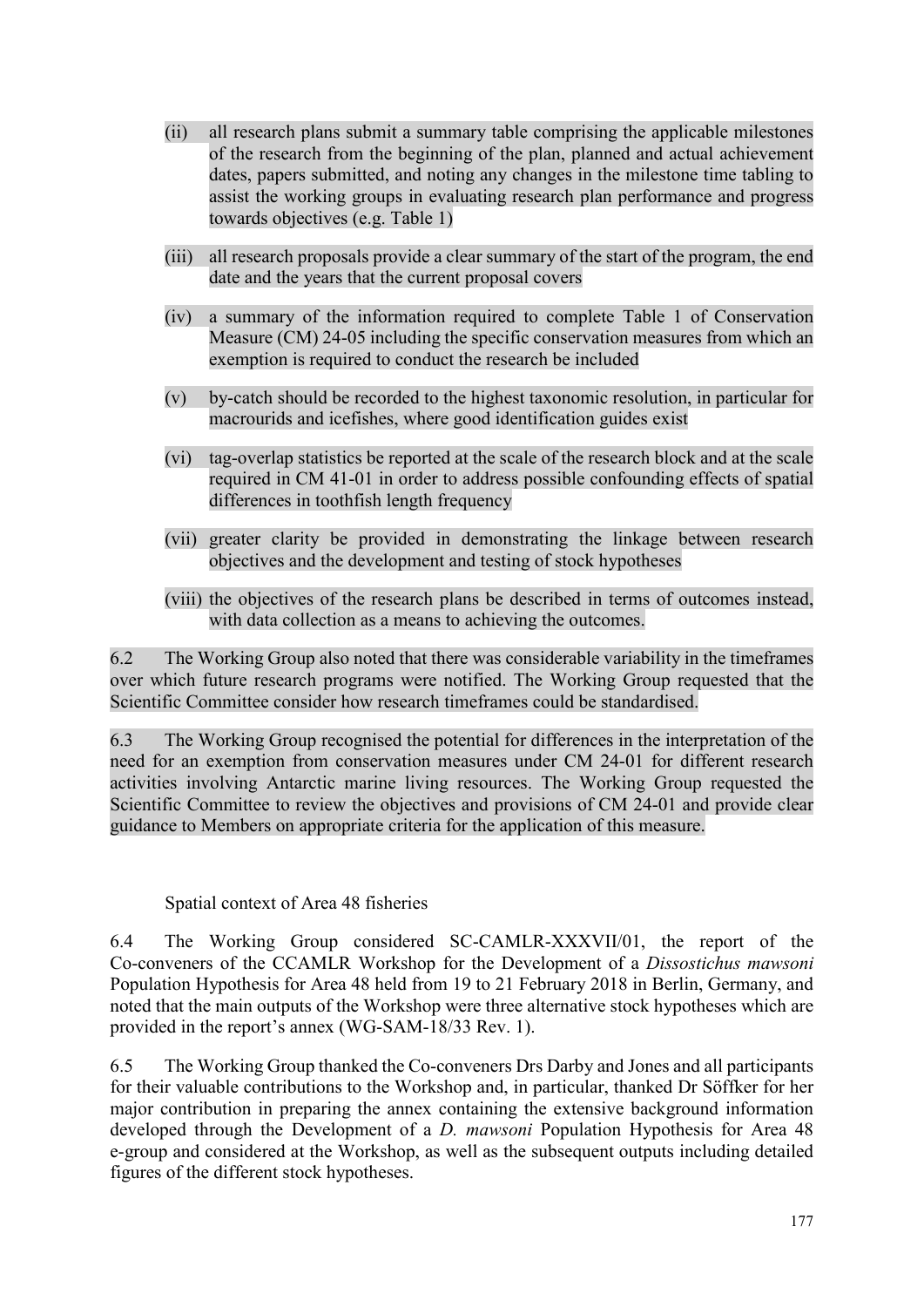(ii) all research plans submit a summary table comprising the applicable milestones of the research from the beginning of the plan, planned and actual achievement dates, papers submitted, and noting any changes in the milestone time tabling to assist the working groups in evaluating research plan performance and progress towards objectives (e.g. Table 1)

(iii) all research proposals provide a clear summary of the start of the program, the end date and the years that the current proposal covers

(iv) a summary of the information required to complete Table 1 of Conservation Measure (CM) 24-05 including the specific conservation measures from which an exemption is required to conduct the research be included

(v) by-catch should be recorded to the highest taxonomic resolution, in particular for macrourids and icefishes, where good identification guides exist

(vi) tag-overlap statistics be reported at the scale of the research block and at the scale required in CM 41-01 in order to address possible confounding effects of spatial differences in toothfish length frequency

(vii) greater clarity be provided in demonstrating the linkage between research objectives and the development and testing of stock hypotheses

(viii) the objectives of the research plans be described in terms of outcomes instead, with data collection as a means to achieving the outcomes.

6.2 The Working Group also noted that there was considerable variability in the timeframes over which future research programs were notified. The Working Group requested that the Scientific Committee consider how research timeframes could be standardised.

6.3 The Working Group recognised the potential for differences in the interpretation of the need for an exemption from conservation measures under CM 24-01 for different research activities involving Antarctic marine living resources. The Working Group requested the Scientific Committee to review the objectives and provisions of CM 24-01 and provide clear guidance to Members on appropriate criteria for the application of this measure.

### Spatial context of Area 48 fisheries

6.4 The Working Group considered SC-CAMLR-XXXVII/01, the report of the Co-conveners of the CCAMLR Workshop for the Development of a *Dissostichus mawsoni* Population Hypothesis for Area 48 held from 19 to 21 February 2018 in Berlin, Germany, and noted that the main outputs of the Workshop were three alternative stock hypotheses which are provided in the report's annex (WG-SAM-18/33 Rev. 1).

6.5 The Working Group thanked the Co-conveners Drs Darby and Jones and all participants for their valuable contributions to the Workshop and, in particular, thanked Dr Söffker for her major contribution in preparing the annex containing the extensive background information developed through the Development of a *D. mawsoni* Population Hypothesis for Area 48 e-group and considered at the Workshop, as well as the subsequent outputs including detailed figures of the different stock hypotheses.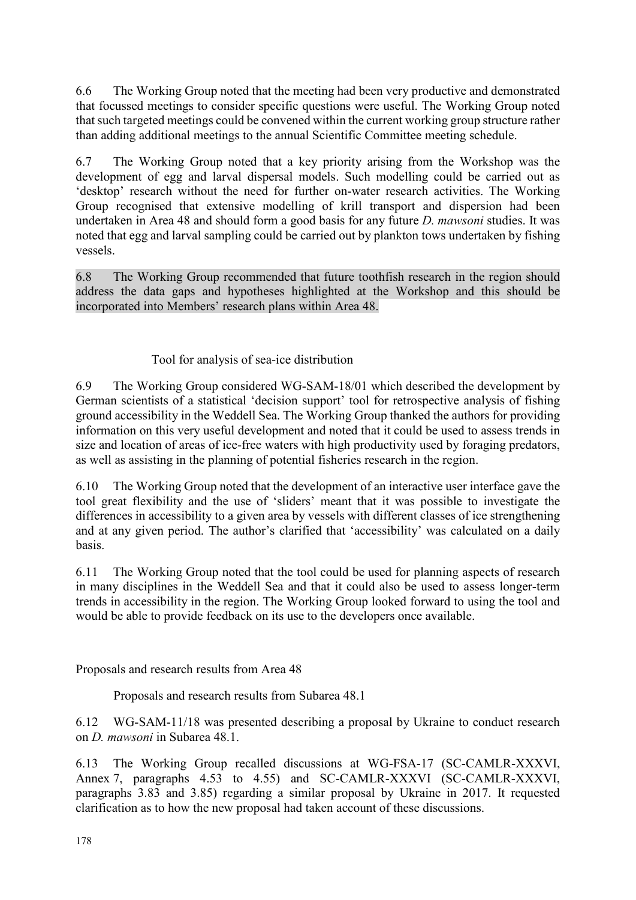6.6 The Working Group noted that the meeting had been very productive and demonstrated that focussed meetings to consider specific questions were useful. The Working Group noted that such targeted meetings could be convened within the current working group structure rather than adding additional meetings to the annual Scientific Committee meeting schedule.

6.7 The Working Group noted that a key priority arising from the Workshop was the development of egg and larval dispersal models. Such modelling could be carried out as 'desktop' research without the need for further on-water research activities. The Working Group recognised that extensive modelling of krill transport and dispersion had been undertaken in Area 48 and should form a good basis for any future *D. mawsoni* studies. It was noted that egg and larval sampling could be carried out by plankton tows undertaken by fishing vessels.

6.8 The Working Group recommended that future toothfish research in the region should address the data gaps and hypotheses highlighted at the Workshop and this should be incorporated into Members' research plans within Area 48.

### Tool for analysis of sea-ice distribution

6.9 The Working Group considered WG-SAM-18/01 which described the development by German scientists of a statistical 'decision support' tool for retrospective analysis of fishing ground accessibility in the Weddell Sea. The Working Group thanked the authors for providing information on this very useful development and noted that it could be used to assess trends in size and location of areas of ice-free waters with high productivity used by foraging predators, as well as assisting in the planning of potential fisheries research in the region.

6.10 The Working Group noted that the development of an interactive user interface gave the tool great flexibility and the use of 'sliders' meant that it was possible to investigate the differences in accessibility to a given area by vessels with different classes of ice strengthening and at any given period. The author's clarified that 'accessibility' was calculated on a daily basis.

6.11 The Working Group noted that the tool could be used for planning aspects of research in many disciplines in the Weddell Sea and that it could also be used to assess longer-term trends in accessibility in the region. The Working Group looked forward to using the tool and would be able to provide feedback on its use to the developers once available.

## Proposals and research results from Area 48

### Proposals and research results from Subarea 48.1

6.12 WG-SAM-11/18 was presented describing a proposal by Ukraine to conduct research on *D. mawsoni* in Subarea 48.1.

6.13 The Working Group recalled discussions at WG-FSA-17 (SC-CAMLR-XXXVI, Annex 7, paragraphs 4.53 to 4.55) and SC-CAMLR-XXXVI (SC-CAMLR-XXXVI, paragraphs 3.83 and 3.85) regarding a similar proposal by Ukraine in 2017. It requested clarification as to how the new proposal had taken account of these discussions.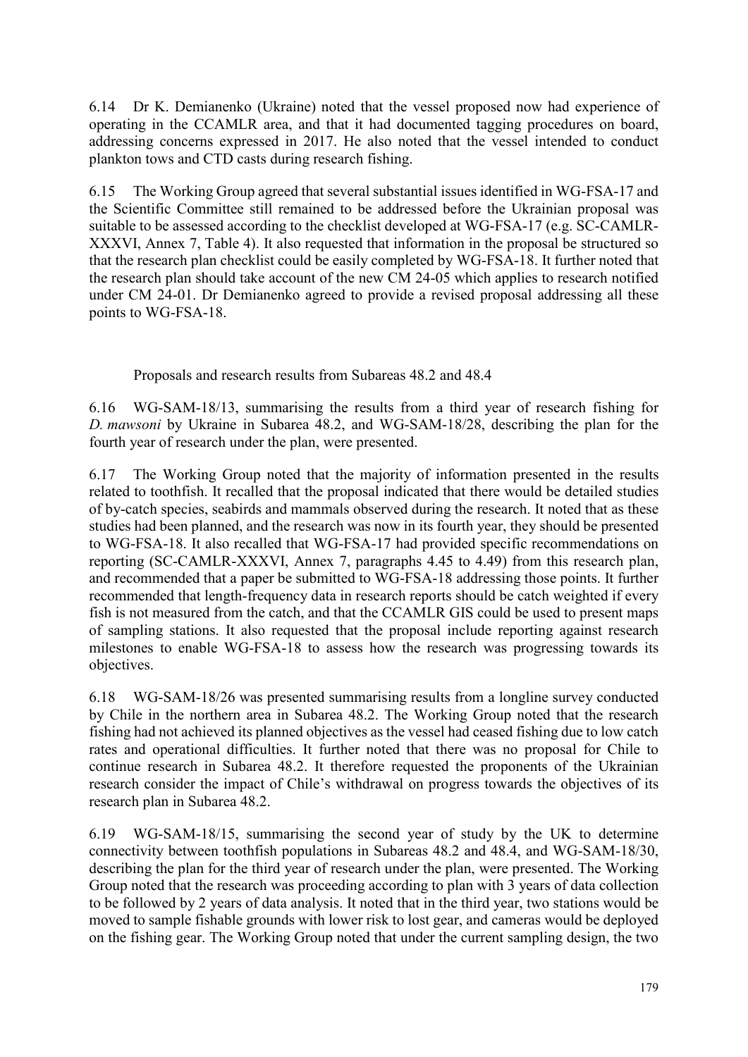6.14 Dr K. Demianenko (Ukraine) noted that the vessel proposed now had experience of operating in the CCAMLR area, and that it had documented tagging procedures on board, addressing concerns expressed in 2017. He also noted that the vessel intended to conduct plankton tows and CTD casts during research fishing.

6.15 The Working Group agreed that several substantial issues identified in WG-FSA-17 and the Scientific Committee still remained to be addressed before the Ukrainian proposal was suitable to be assessed according to the checklist developed at WG-FSA-17 (e.g. SC-CAMLR-XXXVI, Annex 7, Table 4). It also requested that information in the proposal be structured so that the research plan checklist could be easily completed by WG-FSA-18. It further noted that the research plan should take account of the new CM 24-05 which applies to research notified under CM 24-01. Dr Demianenko agreed to provide a revised proposal addressing all these points to WG-FSA-18.

## Proposals and research results from Subareas 48.2 and 48.4

6.16 WG-SAM-18/13, summarising the results from a third year of research fishing for *D. mawsoni* by Ukraine in Subarea 48.2, and WG-SAM-18/28, describing the plan for the fourth year of research under the plan, were presented.

6.17 The Working Group noted that the majority of information presented in the results related to toothfish. It recalled that the proposal indicated that there would be detailed studies of by-catch species, seabirds and mammals observed during the research. It noted that as these studies had been planned, and the research was now in its fourth year, they should be presented to WG-FSA-18. It also recalled that WG-FSA-17 had provided specific recommendations on reporting (SC-CAMLR-XXXVI, Annex 7, paragraphs 4.45 to 4.49) from this research plan, and recommended that a paper be submitted to WG-FSA-18 addressing those points. It further recommended that length-frequency data in research reports should be catch weighted if every fish is not measured from the catch, and that the CCAMLR GIS could be used to present maps of sampling stations. It also requested that the proposal include reporting against research milestones to enable WG-FSA-18 to assess how the research was progressing towards its objectives.

6.18 WG-SAM-18/26 was presented summarising results from a longline survey conducted by Chile in the northern area in Subarea 48.2. The Working Group noted that the research fishing had not achieved its planned objectives as the vessel had ceased fishing due to low catch rates and operational difficulties. It further noted that there was no proposal for Chile to continue research in Subarea 48.2. It therefore requested the proponents of the Ukrainian research consider the impact of Chile's withdrawal on progress towards the objectives of its research plan in Subarea 48.2.

6.19 WG-SAM-18/15, summarising the second year of study by the UK to determine connectivity between toothfish populations in Subareas 48.2 and 48.4, and WG-SAM-18/30, describing the plan for the third year of research under the plan, were presented. The Working Group noted that the research was proceeding according to plan with 3 years of data collection to be followed by 2 years of data analysis. It noted that in the third year, two stations would be moved to sample fishable grounds with lower risk to lost gear, and cameras would be deployed on the fishing gear. The Working Group noted that under the current sampling design, the two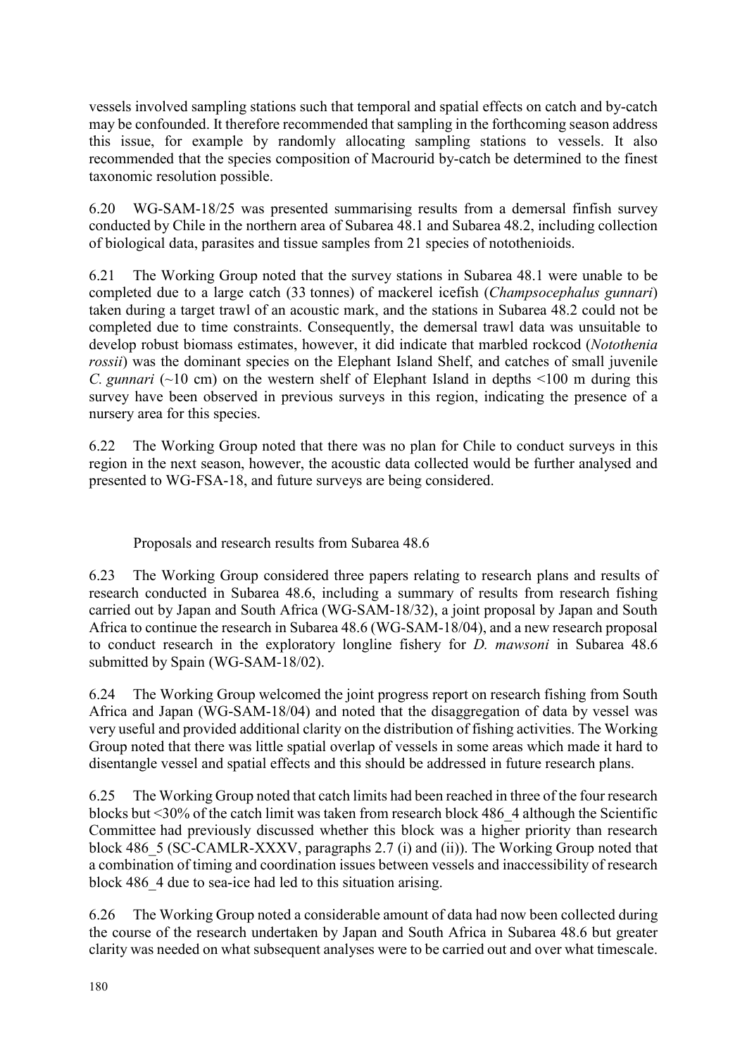vessels involved sampling stations such that temporal and spatial effects on catch and by-catch may be confounded. It therefore recommended that sampling in the forthcoming season address this issue, for example by randomly allocating sampling stations to vessels. It also recommended that the species composition of Macrourid by-catch be determined to the finest taxonomic resolution possible.

6.20 WG-SAM-18/25 was presented summarising results from a demersal finfish survey conducted by Chile in the northern area of Subarea 48.1 and Subarea 48.2, including collection of biological data, parasites and tissue samples from 21 species of notothenioids.

6.21 The Working Group noted that the survey stations in Subarea 48.1 were unable to be completed due to a large catch (33 tonnes) of mackerel icefish (*Champsocephalus gunnari*) taken during a target trawl of an acoustic mark, and the stations in Subarea 48.2 could not be completed due to time constraints. Consequently, the demersal trawl data was unsuitable to develop robust biomass estimates, however, it did indicate that marbled rockcod (*Notothenia rossii*) was the dominant species on the Elephant Island Shelf, and catches of small juvenile *C. gunnari* (~10 cm) on the western shelf of Elephant Island in depths <100 m during this survey have been observed in previous surveys in this region, indicating the presence of a nursery area for this species.

6.22 The Working Group noted that there was no plan for Chile to conduct surveys in this region in the next season, however, the acoustic data collected would be further analysed and presented to WG-FSA-18, and future surveys are being considered.

### Proposals and research results from Subarea 48.6

6.23 The Working Group considered three papers relating to research plans and results of research conducted in Subarea 48.6, including a summary of results from research fishing carried out by Japan and South Africa (WG-SAM-18/32), a joint proposal by Japan and South Africa to continue the research in Subarea 48.6 (WG-SAM-18/04), and a new research proposal to conduct research in the exploratory longline fishery for *D. mawsoni* in Subarea 48.6 submitted by Spain (WG-SAM-18/02).

6.24 The Working Group welcomed the joint progress report on research fishing from South Africa and Japan (WG-SAM-18/04) and noted that the disaggregation of data by vessel was very useful and provided additional clarity on the distribution of fishing activities. The Working Group noted that there was little spatial overlap of vessels in some areas which made it hard to disentangle vessel and spatial effects and this should be addressed in future research plans.

6.25 The Working Group noted that catch limits had been reached in three of the four research blocks but <30% of the catch limit was taken from research block 486_4 although the Scientific Committee had previously discussed whether this block was a higher priority than research block 486_5 (SC-CAMLR-XXXV, paragraphs 2.7 (i) and (ii)). The Working Group noted that a combination of timing and coordination issues between vessels and inaccessibility of research block 486_4 due to sea-ice had led to this situation arising.

6.26 The Working Group noted a considerable amount of data had now been collected during the course of the research undertaken by Japan and South Africa in Subarea 48.6 but greater clarity was needed on what subsequent analyses were to be carried out and over what timescale.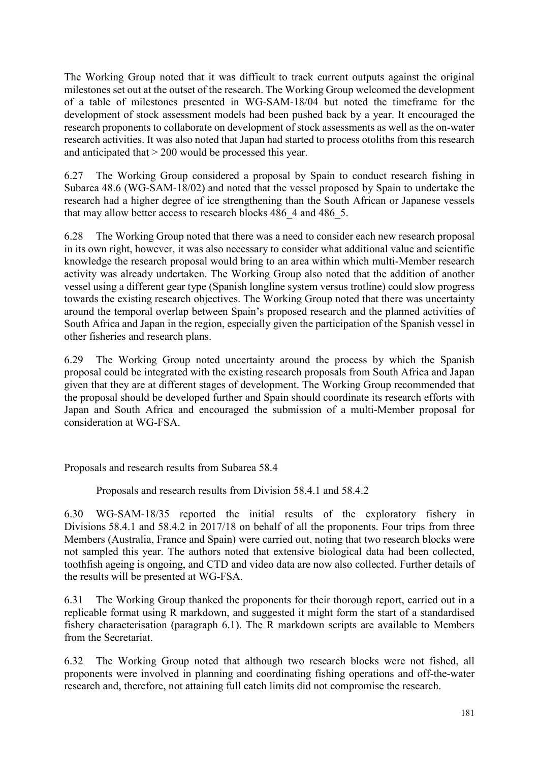The Working Group noted that it was difficult to track current outputs against the original milestones set out at the outset of the research. The Working Group welcomed the development of a table of milestones presented in WG-SAM-18/04 but noted the timeframe for the development of stock assessment models had been pushed back by a year. It encouraged the research proponents to collaborate on development of stock assessments as well as the on-water research activities. It was also noted that Japan had started to process otoliths from this research and anticipated that > 200 would be processed this year.

6.27 The Working Group considered a proposal by Spain to conduct research fishing in Subarea 48.6 (WG-SAM-18/02) and noted that the vessel proposed by Spain to undertake the research had a higher degree of ice strengthening than the South African or Japanese vessels that may allow better access to research blocks 486_4 and 486_5.

6.28 The Working Group noted that there was a need to consider each new research proposal in its own right, however, it was also necessary to consider what additional value and scientific knowledge the research proposal would bring to an area within which multi-Member research activity was already undertaken. The Working Group also noted that the addition of another vessel using a different gear type (Spanish longline system versus trotline) could slow progress towards the existing research objectives. The Working Group noted that there was uncertainty around the temporal overlap between Spain's proposed research and the planned activities of South Africa and Japan in the region, especially given the participation of the Spanish vessel in other fisheries and research plans.

6.29 The Working Group noted uncertainty around the process by which the Spanish proposal could be integrated with the existing research proposals from South Africa and Japan given that they are at different stages of development. The Working Group recommended that the proposal should be developed further and Spain should coordinate its research efforts with Japan and South Africa and encouraged the submission of a multi-Member proposal for consideration at WG-FSA.

## Proposals and research results from Subarea 58.4

### Proposals and research results from Division 58.4.1 and 58.4.2

6.30 WG-SAM-18/35 reported the initial results of the exploratory fishery in Divisions 58.4.1 and 58.4.2 in 2017/18 on behalf of all the proponents. Four trips from three Members (Australia, France and Spain) were carried out, noting that two research blocks were not sampled this year. The authors noted that extensive biological data had been collected, toothfish ageing is ongoing, and CTD and video data are now also collected. Further details of the results will be presented at WG-FSA.

6.31 The Working Group thanked the proponents for their thorough report, carried out in a replicable format using R markdown, and suggested it might form the start of a standardised fishery characterisation (paragraph 6.1). The R markdown scripts are available to Members from the Secretariat.

6.32 The Working Group noted that although two research blocks were not fished, all proponents were involved in planning and coordinating fishing operations and off-the-water research and, therefore, not attaining full catch limits did not compromise the research.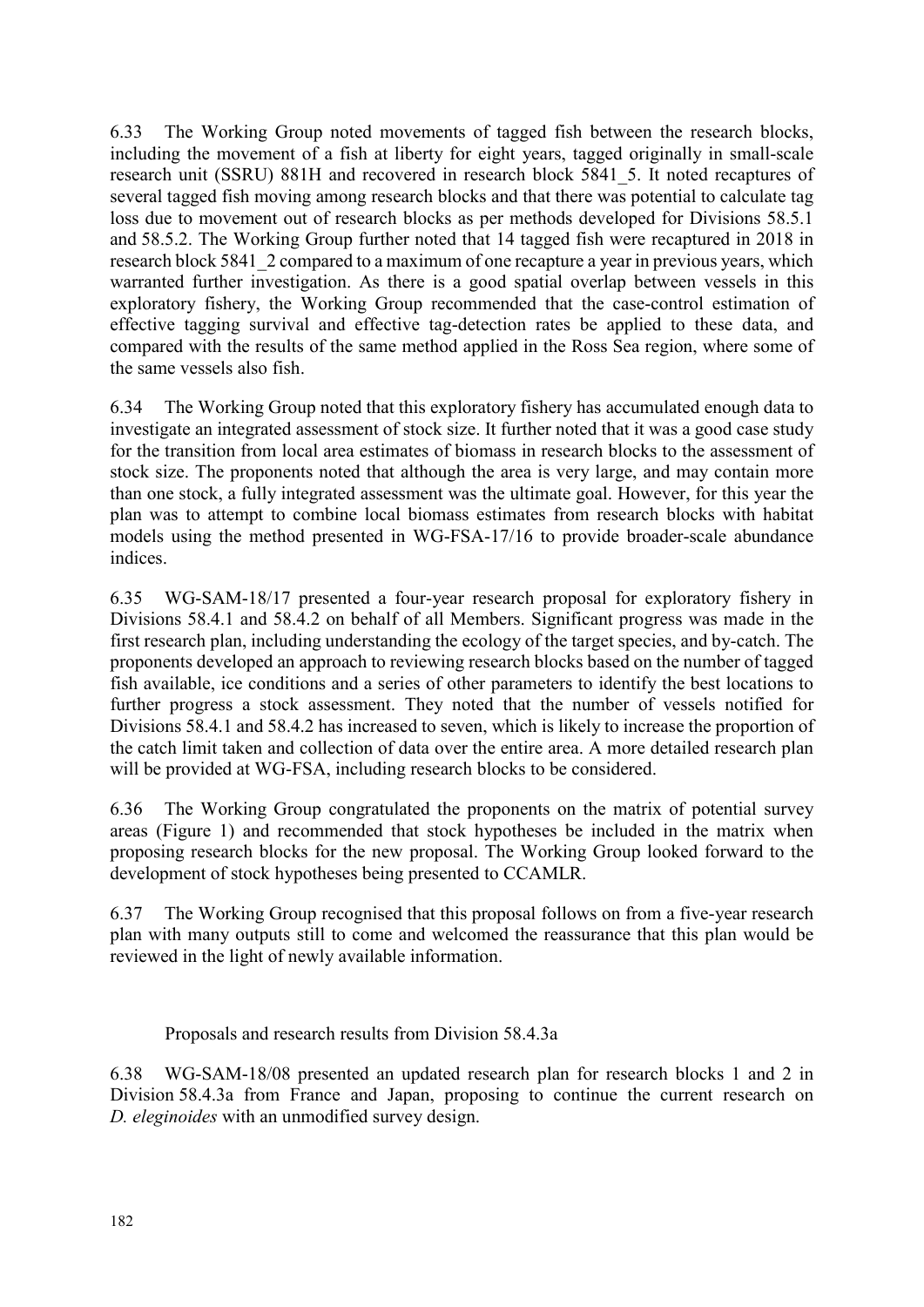6.33 The Working Group noted movements of tagged fish between the research blocks, including the movement of a fish at liberty for eight years, tagged originally in small-scale research unit (SSRU) 881H and recovered in research block 5841_5. It noted recaptures of several tagged fish moving among research blocks and that there was potential to calculate tag loss due to movement out of research blocks as per methods developed for Divisions 58.5.1 and 58.5.2. The Working Group further noted that 14 tagged fish were recaptured in 2018 in research block 5841_2 compared to a maximum of one recapture a year in previous years, which warranted further investigation. As there is a good spatial overlap between vessels in this exploratory fishery, the Working Group recommended that the case-control estimation of effective tagging survival and effective tag-detection rates be applied to these data, and compared with the results of the same method applied in the Ross Sea region, where some of the same vessels also fish.

6.34 The Working Group noted that this exploratory fishery has accumulated enough data to investigate an integrated assessment of stock size. It further noted that it was a good case study for the transition from local area estimates of biomass in research blocks to the assessment of stock size. The proponents noted that although the area is very large, and may contain more than one stock, a fully integrated assessment was the ultimate goal. However, for this year the plan was to attempt to combine local biomass estimates from research blocks with habitat models using the method presented in WG-FSA-17/16 to provide broader-scale abundance indices.

6.35 WG-SAM-18/17 presented a four-year research proposal for exploratory fishery in Divisions 58.4.1 and 58.4.2 on behalf of all Members. Significant progress was made in the first research plan, including understanding the ecology of the target species, and by-catch. The proponents developed an approach to reviewing research blocks based on the number of tagged fish available, ice conditions and a series of other parameters to identify the best locations to further progress a stock assessment. They noted that the number of vessels notified for Divisions 58.4.1 and 58.4.2 has increased to seven, which is likely to increase the proportion of the catch limit taken and collection of data over the entire area. A more detailed research plan will be provided at WG-FSA, including research blocks to be considered.

6.36 The Working Group congratulated the proponents on the matrix of potential survey areas (Figure 1) and recommended that stock hypotheses be included in the matrix when proposing research blocks for the new proposal. The Working Group looked forward to the development of stock hypotheses being presented to CCAMLR.

6.37 The Working Group recognised that this proposal follows on from a five-year research plan with many outputs still to come and welcomed the reassurance that this plan would be reviewed in the light of newly available information.

### Proposals and research results from Division 58.4.3a

6.38 WG-SAM-18/08 presented an updated research plan for research blocks 1 and 2 in Division 58.4.3a from France and Japan, proposing to continue the current research on *D. eleginoides* with an unmodified survey design.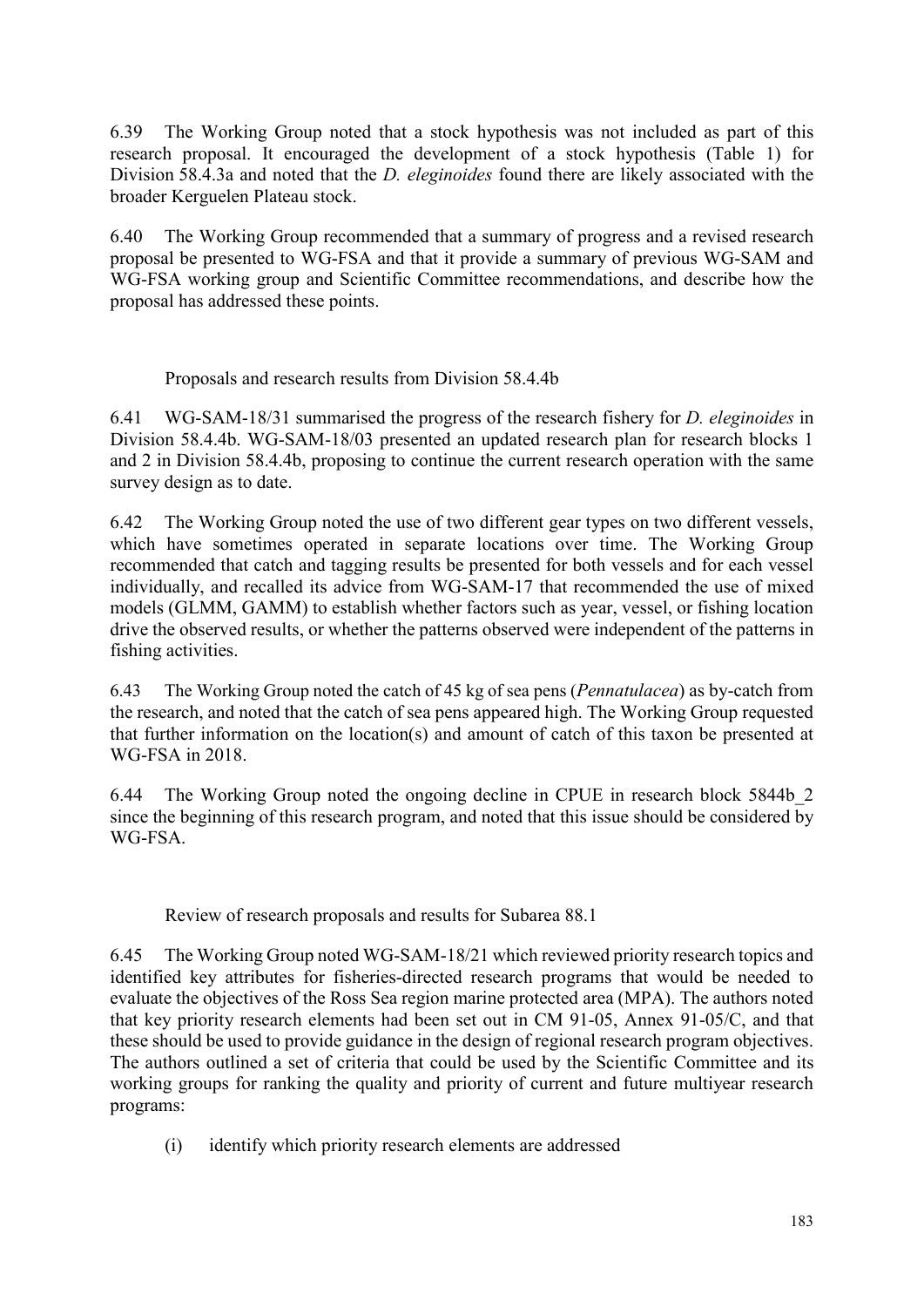6.39 The Working Group noted that a stock hypothesis was not included as part of this research proposal. It encouraged the development of a stock hypothesis (Table 1) for Division 58.4.3a and noted that the *D. eleginoides* found there are likely associated with the broader Kerguelen Plateau stock.

6.40 The Working Group recommended that a summary of progress and a revised research proposal be presented to WG-FSA and that it provide a summary of previous WG-SAM and WG-FSA working group and Scientific Committee recommendations, and describe how the proposal has addressed these points.

### Proposals and research results from Division 58.4.4b

6.41 WG-SAM-18/31 summarised the progress of the research fishery for *D. eleginoides* in Division 58.4.4b. WG-SAM-18/03 presented an updated research plan for research blocks 1 and 2 in Division 58.4.4b, proposing to continue the current research operation with the same survey design as to date.

6.42 The Working Group noted the use of two different gear types on two different vessels, which have sometimes operated in separate locations over time. The Working Group recommended that catch and tagging results be presented for both vessels and for each vessel individually, and recalled its advice from WG-SAM-17 that recommended the use of mixed models (GLMM, GAMM) to establish whether factors such as year, vessel, or fishing location drive the observed results, or whether the patterns observed were independent of the patterns in fishing activities.

6.43 The Working Group noted the catch of 45 kg of sea pens (*Pennatulacea*) as by-catch from the research, and noted that the catch of sea pens appeared high. The Working Group requested that further information on the location(s) and amount of catch of this taxon be presented at WG-FSA in 2018.

6.44 The Working Group noted the ongoing decline in CPUE in research block 5844b_2 since the beginning of this research program, and noted that this issue should be considered by WG-FSA.

### Review of research proposals and results for Subarea 88.1

6.45 The Working Group noted WG-SAM-18/21 which reviewed priority research topics and identified key attributes for fisheries-directed research programs that would be needed to evaluate the objectives of the Ross Sea region marine protected area (MPA). The authors noted that key priority research elements had been set out in CM 91-05, Annex 91-05/C, and that these should be used to provide guidance in the design of regional research program objectives. The authors outlined a set of criteria that could be used by the Scientific Committee and its working groups for ranking the quality and priority of current and future multiyear research programs:

(i) identify which priority research elements are addressed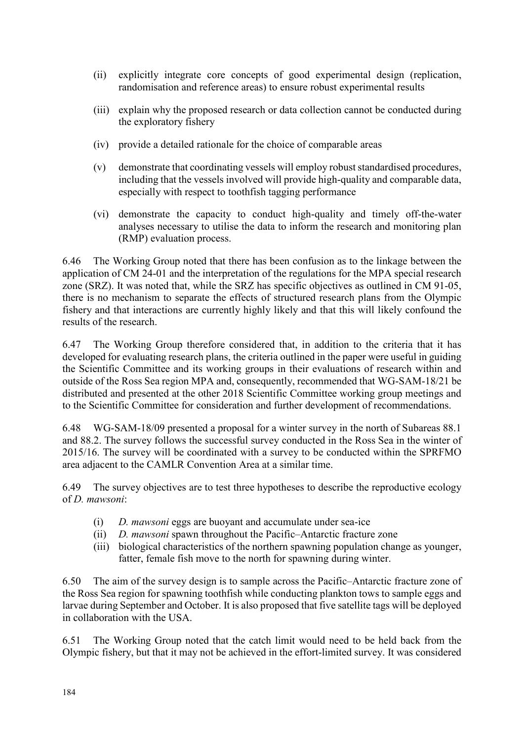(ii) explicitly integrate core concepts of good experimental design (replication, randomisation and reference areas) to ensure robust experimental results

(iii) explain why the proposed research or data collection cannot be conducted during the exploratory fishery

(iv) provide a detailed rationale for the choice of comparable areas

(v) demonstrate that coordinating vessels will employ robust standardised procedures, including that the vessels involved will provide high-quality and comparable data, especially with respect to toothfish tagging performance

(vi) demonstrate the capacity to conduct high-quality and timely off-the-water analyses necessary to utilise the data to inform the research and monitoring plan (RMP) evaluation process.

6.46 The Working Group noted that there has been confusion as to the linkage between the application of CM 24-01 and the interpretation of the regulations for the MPA special research zone (SRZ). It was noted that, while the SRZ has specific objectives as outlined in CM 91-05, there is no mechanism to separate the effects of structured research plans from the Olympic fishery and that interactions are currently highly likely and that this will likely confound the results of the research.

6.47 The Working Group therefore considered that, in addition to the criteria that it has developed for evaluating research plans, the criteria outlined in the paper were useful in guiding the Scientific Committee and its working groups in their evaluations of research within and outside of the Ross Sea region MPA and, consequently, recommended that WG-SAM-18/21 be distributed and presented at the other 2018 Scientific Committee working group meetings and to the Scientific Committee for consideration and further development of recommendations.

6.48 WG-SAM-18/09 presented a proposal for a winter survey in the north of Subareas 88.1 and 88.2. The survey follows the successful survey conducted in the Ross Sea in the winter of 2015/16. The survey will be coordinated with a survey to be conducted within the SPRFMO area adjacent to the CAMLR Convention Area at a similar time.

6.49 The survey objectives are to test three hypotheses to describe the reproductive ecology of *D. mawsoni*:

(i) *D. mawsoni* eggs are buoyant and accumulate under sea-ice
(ii) *D. mawsoni* spawn throughout the Pacific–Antarctic fracture zone
(iii) biological characteristics of the northern spawning population change as younger, fatter, female fish move to the north for spawning during winter.

6.50 The aim of the survey design is to sample across the Pacific–Antarctic fracture zone of the Ross Sea region for spawning toothfish while conducting plankton tows to sample eggs and larvae during September and October. It is also proposed that five satellite tags will be deployed in collaboration with the USA.

6.51 The Working Group noted that the catch limit would need to be held back from the Olympic fishery, but that it may not be achieved in the effort-limited survey. It was considered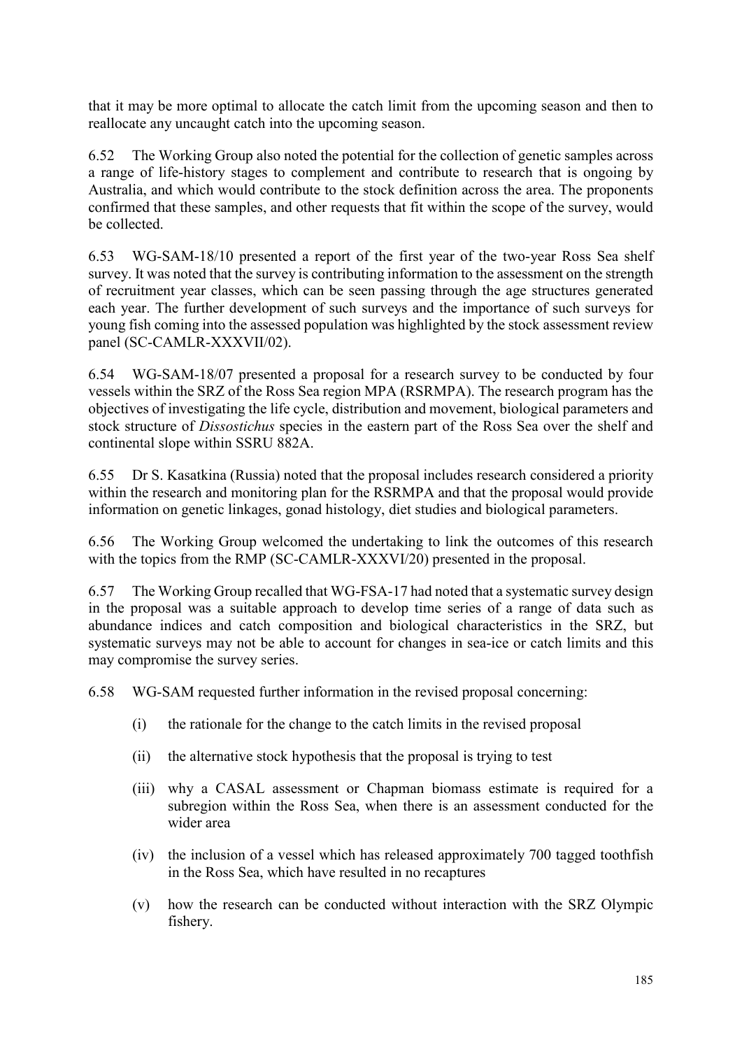that it may be more optimal to allocate the catch limit from the upcoming season and then to reallocate any uncaught catch into the upcoming season.

6.52 The Working Group also noted the potential for the collection of genetic samples across a range of life-history stages to complement and contribute to research that is ongoing by Australia, and which would contribute to the stock definition across the area. The proponents confirmed that these samples, and other requests that fit within the scope of the survey, would be collected.

6.53 WG-SAM-18/10 presented a report of the first year of the two-year Ross Sea shelf survey. It was noted that the survey is contributing information to the assessment on the strength of recruitment year classes, which can be seen passing through the age structures generated each year. The further development of such surveys and the importance of such surveys for young fish coming into the assessed population was highlighted by the stock assessment review panel (SC-CAMLR-XXXVII/02).

6.54 WG-SAM-18/07 presented a proposal for a research survey to be conducted by four vessels within the SRZ of the Ross Sea region MPA (RSRMPA). The research program has the objectives of investigating the life cycle, distribution and movement, biological parameters and stock structure of *Dissostichus* species in the eastern part of the Ross Sea over the shelf and continental slope within SSRU 882A.

6.55 Dr S. Kasatkina (Russia) noted that the proposal includes research considered a priority within the research and monitoring plan for the RSRMPA and that the proposal would provide information on genetic linkages, gonad histology, diet studies and biological parameters.

6.56 The Working Group welcomed the undertaking to link the outcomes of this research with the topics from the RMP (SC-CAMLR-XXXVI/20) presented in the proposal.

6.57 The Working Group recalled that WG-FSA-17 had noted that a systematic survey design in the proposal was a suitable approach to develop time series of a range of data such as abundance indices and catch composition and biological characteristics in the SRZ, but systematic surveys may not be able to account for changes in sea-ice or catch limits and this may compromise the survey series.

6.58 WG-SAM requested further information in the revised proposal concerning:

(i) the rationale for the change to the catch limits in the revised proposal

(ii) the alternative stock hypothesis that the proposal is trying to test

(iii) why a CASAL assessment or Chapman biomass estimate is required for a subregion within the Ross Sea, when there is an assessment conducted for the wider area

(iv) the inclusion of a vessel which has released approximately 700 tagged toothfish in the Ross Sea, which have resulted in no recaptures

(v) how the research can be conducted without interaction with the SRZ Olympic fishery.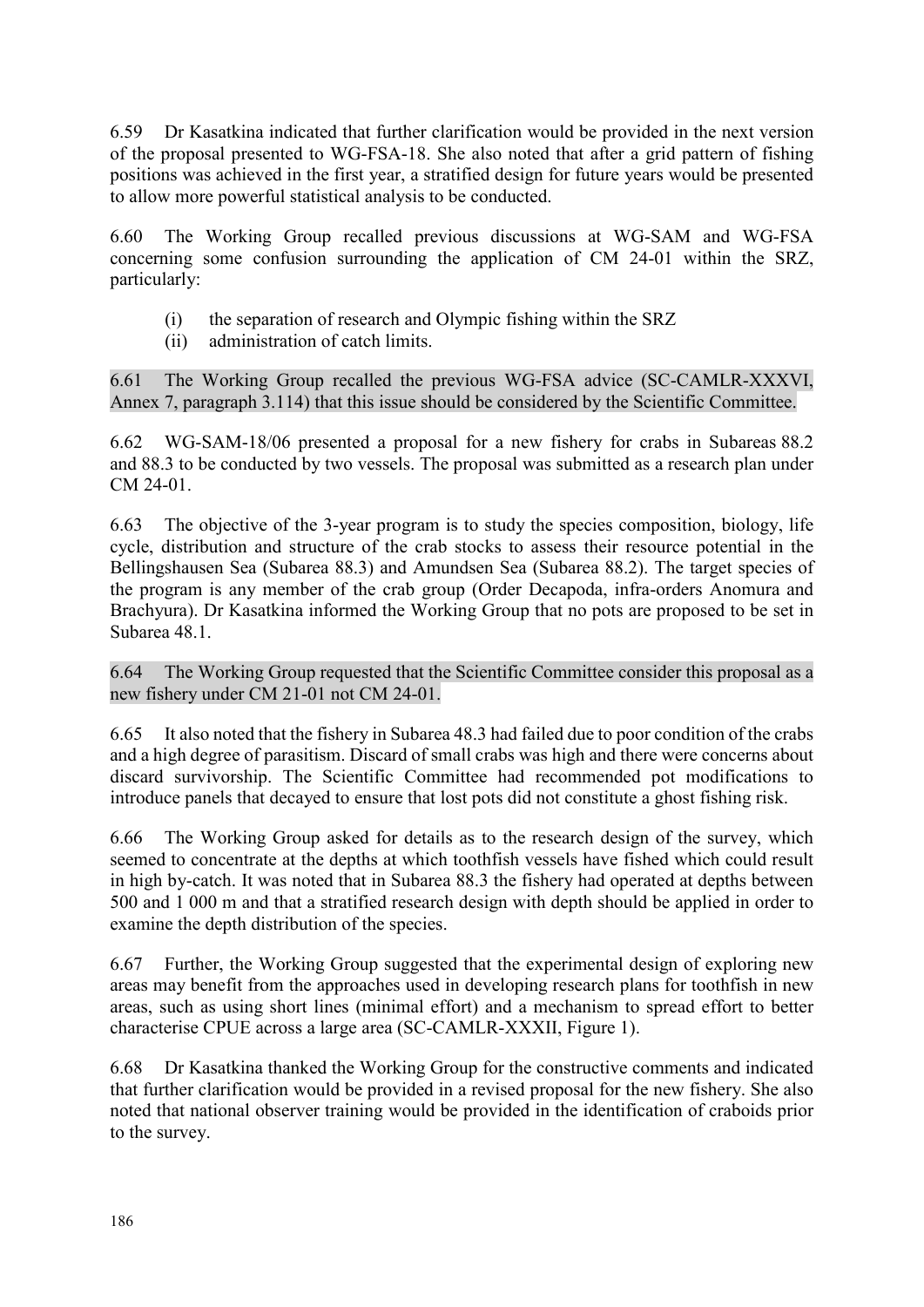6.59 Dr Kasatkina indicated that further clarification would be provided in the next version of the proposal presented to WG-FSA-18. She also noted that after a grid pattern of fishing positions was achieved in the first year, a stratified design for future years would be presented to allow more powerful statistical analysis to be conducted.

6.60 The Working Group recalled previous discussions at WG-SAM and WG-FSA concerning some confusion surrounding the application of CM 24-01 within the SRZ, particularly:

(i) the separation of research and Olympic fishing within the SRZ
(ii) administration of catch limits.

6.61 The Working Group recalled the previous WG-FSA advice (SC-CAMLR-XXXVI, Annex 7, paragraph 3.114) that this issue should be considered by the Scientific Committee.

6.62 WG-SAM-18/06 presented a proposal for a new fishery for crabs in Subareas 88.2 and 88.3 to be conducted by two vessels. The proposal was submitted as a research plan under CM 24-01.

6.63 The objective of the 3-year program is to study the species composition, biology, life cycle, distribution and structure of the crab stocks to assess their resource potential in the Bellingshausen Sea (Subarea 88.3) and Amundsen Sea (Subarea 88.2). The target species of the program is any member of the crab group (Order Decapoda, infra-orders Anomura and Brachyura). Dr Kasatkina informed the Working Group that no pots are proposed to be set in Subarea 48.1.

6.64 The Working Group requested that the Scientific Committee consider this proposal as a new fishery under CM 21-01 not CM 24-01.

6.65 It also noted that the fishery in Subarea 48.3 had failed due to poor condition of the crabs and a high degree of parasitism. Discard of small crabs was high and there were concerns about discard survivorship. The Scientific Committee had recommended pot modifications to introduce panels that decayed to ensure that lost pots did not constitute a ghost fishing risk.

6.66 The Working Group asked for details as to the research design of the survey, which seemed to concentrate at the depths at which toothfish vessels have fished which could result in high by-catch. It was noted that in Subarea 88.3 the fishery had operated at depths between 500 and 1 000 m and that a stratified research design with depth should be applied in order to examine the depth distribution of the species.

6.67 Further, the Working Group suggested that the experimental design of exploring new areas may benefit from the approaches used in developing research plans for toothfish in new areas, such as using short lines (minimal effort) and a mechanism to spread effort to better characterise CPUE across a large area (SC-CAMLR-XXXII, Figure 1).

6.68 Dr Kasatkina thanked the Working Group for the constructive comments and indicated that further clarification would be provided in a revised proposal for the new fishery. She also noted that national observer training would be provided in the identification of craboids prior to the survey.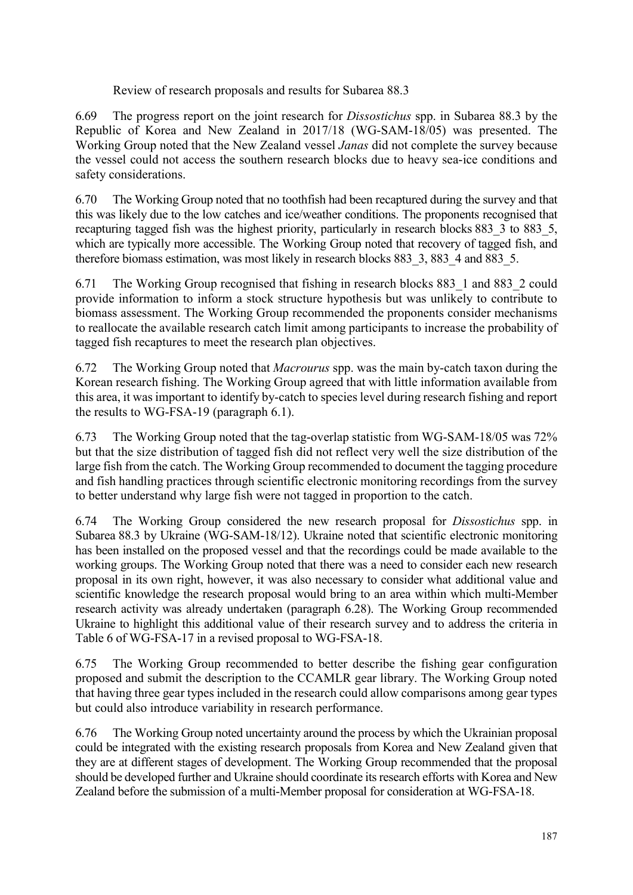Review of research proposals and results for Subarea 88.3

6.69 The progress report on the joint research for *Dissostichus* spp. in Subarea 88.3 by the Republic of Korea and New Zealand in 2017/18 (WG-SAM-18/05) was presented. The Working Group noted that the New Zealand vessel *Janas* did not complete the survey because the vessel could not access the southern research blocks due to heavy sea-ice conditions and safety considerations.

6.70 The Working Group noted that no toothfish had been recaptured during the survey and that this was likely due to the low catches and ice/weather conditions. The proponents recognised that recapturing tagged fish was the highest priority, particularly in research blocks 883_3 to 883_5, which are typically more accessible. The Working Group noted that recovery of tagged fish, and therefore biomass estimation, was most likely in research blocks 883_3, 883_4 and 883_5.

6.71 The Working Group recognised that fishing in research blocks 883_1 and 883_2 could provide information to inform a stock structure hypothesis but was unlikely to contribute to biomass assessment. The Working Group recommended the proponents consider mechanisms to reallocate the available research catch limit among participants to increase the probability of tagged fish recaptures to meet the research plan objectives.

6.72 The Working Group noted that *Macrourus* spp. was the main by-catch taxon during the Korean research fishing. The Working Group agreed that with little information available from this area, it was important to identify by-catch to species level during research fishing and report the results to WG-FSA-19 (paragraph 6.1).

6.73 The Working Group noted that the tag-overlap statistic from WG-SAM-18/05 was 72% but that the size distribution of tagged fish did not reflect very well the size distribution of the large fish from the catch. The Working Group recommended to document the tagging procedure and fish handling practices through scientific electronic monitoring recordings from the survey to better understand why large fish were not tagged in proportion to the catch.

6.74 The Working Group considered the new research proposal for *Dissostichus* spp. in Subarea 88.3 by Ukraine (WG-SAM-18/12). Ukraine noted that scientific electronic monitoring has been installed on the proposed vessel and that the recordings could be made available to the working groups. The Working Group noted that there was a need to consider each new research proposal in its own right, however, it was also necessary to consider what additional value and scientific knowledge the research proposal would bring to an area within which multi-Member research activity was already undertaken (paragraph 6.28). The Working Group recommended Ukraine to highlight this additional value of their research survey and to address the criteria in Table 6 of WG-FSA-17 in a revised proposal to WG-FSA-18.

6.75 The Working Group recommended to better describe the fishing gear configuration proposed and submit the description to the CCAMLR gear library. The Working Group noted that having three gear types included in the research could allow comparisons among gear types but could also introduce variability in research performance.

6.76 The Working Group noted uncertainty around the process by which the Ukrainian proposal could be integrated with the existing research proposals from Korea and New Zealand given that they are at different stages of development. The Working Group recommended that the proposal should be developed further and Ukraine should coordinate its research efforts with Korea and New Zealand before the submission of a multi-Member proposal for consideration at WG-FSA-18.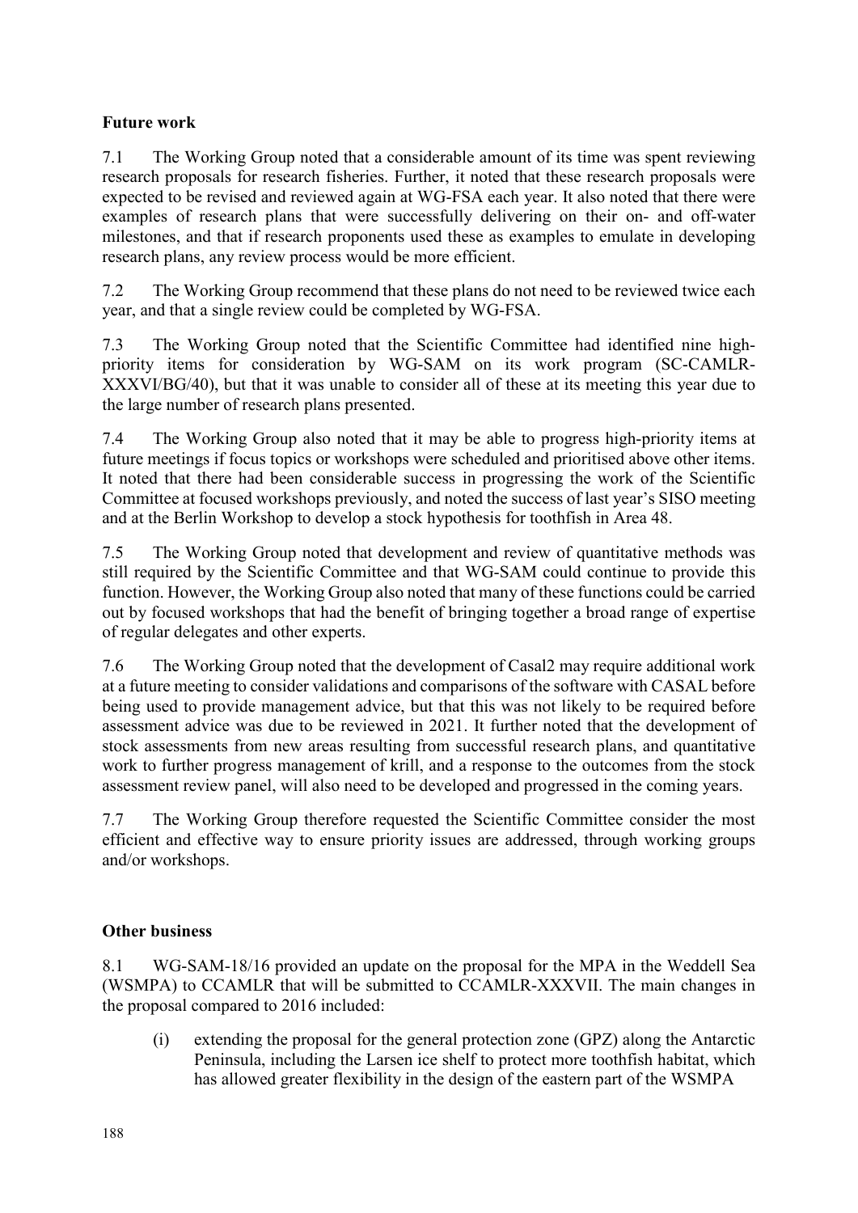## Future work

7.1 The Working Group noted that a considerable amount of its time was spent reviewing research proposals for research fisheries. Further, it noted that these research proposals were expected to be revised and reviewed again at WG-FSA each year. It also noted that there were examples of research plans that were successfully delivering on their on- and off-water milestones, and that if research proponents used these as examples to emulate in developing research plans, any review process would be more efficient.

7.2 The Working Group recommend that these plans do not need to be reviewed twice each year, and that a single review could be completed by WG-FSA.

7.3 The Working Group noted that the Scientific Committee had identified nine high-priority items for consideration by WG-SAM on its work program (SC-CAMLR-XXXVI/BG/40), but that it was unable to consider all of these at its meeting this year due to the large number of research plans presented.

7.4 The Working Group also noted that it may be able to progress high-priority items at future meetings if focus topics or workshops were scheduled and prioritised above other items. It noted that there had been considerable success in progressing the work of the Scientific Committee at focused workshops previously, and noted the success of last year's SISO meeting and at the Berlin Workshop to develop a stock hypothesis for toothfish in Area 48.

7.5 The Working Group noted that development and review of quantitative methods was still required by the Scientific Committee and that WG-SAM could continue to provide this function. However, the Working Group also noted that many of these functions could be carried out by focused workshops that had the benefit of bringing together a broad range of expertise of regular delegates and other experts.

7.6 The Working Group noted that the development of Casal2 may require additional work at a future meeting to consider validations and comparisons of the software with CASAL before being used to provide management advice, but that this was not likely to be required before assessment advice was due to be reviewed in 2021. It further noted that the development of stock assessments from new areas resulting from successful research plans, and quantitative work to further progress management of krill, and a response to the outcomes from the stock assessment review panel, will also need to be developed and progressed in the coming years.

7.7 The Working Group therefore requested the Scientific Committee consider the most efficient and effective way to ensure priority issues are addressed, through working groups and/or workshops.

## Other business

8.1 WG-SAM-18/16 provided an update on the proposal for the MPA in the Weddell Sea (WSMPA) to CCAMLR that will be submitted to CCAMLR-XXXVII. The main changes in the proposal compared to 2016 included:

(i) extending the proposal for the general protection zone (GPZ) along the Antarctic Peninsula, including the Larsen ice shelf to protect more toothfish habitat, which has allowed greater flexibility in the design of the eastern part of the WSMPA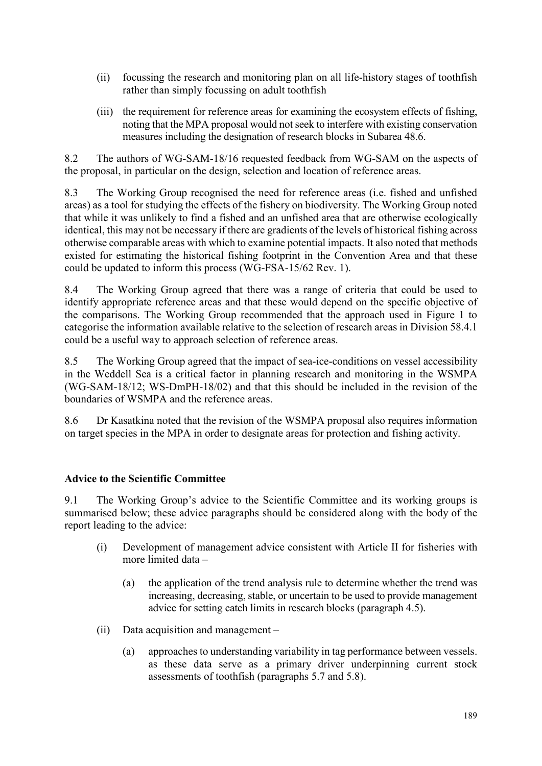(ii) focussing the research and monitoring plan on all life-history stages of toothfish rather than simply focussing on adult toothfish

(iii) the requirement for reference areas for examining the ecosystem effects of fishing, noting that the MPA proposal would not seek to interfere with existing conservation measures including the designation of research blocks in Subarea 48.6.

8.2 The authors of WG-SAM-18/16 requested feedback from WG-SAM on the aspects of the proposal, in particular on the design, selection and location of reference areas.

8.3 The Working Group recognised the need for reference areas (i.e. fished and unfished areas) as a tool for studying the effects of the fishery on biodiversity. The Working Group noted that while it was unlikely to find a fished and an unfished area that are otherwise ecologically identical, this may not be necessary if there are gradients of the levels of historical fishing across otherwise comparable areas with which to examine potential impacts. It also noted that methods existed for estimating the historical fishing footprint in the Convention Area and that these could be updated to inform this process (WG-FSA-15/62 Rev. 1).

8.4 The Working Group agreed that there was a range of criteria that could be used to identify appropriate reference areas and that these would depend on the specific objective of the comparisons. The Working Group recommended that the approach used in Figure 1 to categorise the information available relative to the selection of research areas in Division 58.4.1 could be a useful way to approach selection of reference areas.

8.5 The Working Group agreed that the impact of sea-ice-conditions on vessel accessibility in the Weddell Sea is a critical factor in planning research and monitoring in the WSMPA (WG-SAM-18/12; WS-DmPH-18/02) and that this should be included in the revision of the boundaries of WSMPA and the reference areas.

8.6 Dr Kasatkina noted that the revision of the WSMPA proposal also requires information on target species in the MPA in order to designate areas for protection and fishing activity.

## Advice to the Scientific Committee

9.1 The Working Group's advice to the Scientific Committee and its working groups is summarised below; these advice paragraphs should be considered along with the body of the report leading to the advice:

(i) Development of management advice consistent with Article II for fisheries with more limited data –

(a) the application of the trend analysis rule to determine whether the trend was increasing, decreasing, stable, or uncertain to be used to provide management advice for setting catch limits in research blocks (paragraph 4.5).

(ii) Data acquisition and management –

(a) approaches to understanding variability in tag performance between vessels. as these data serve as a primary driver underpinning current stock assessments of toothfish (paragraphs 5.7 and 5.8).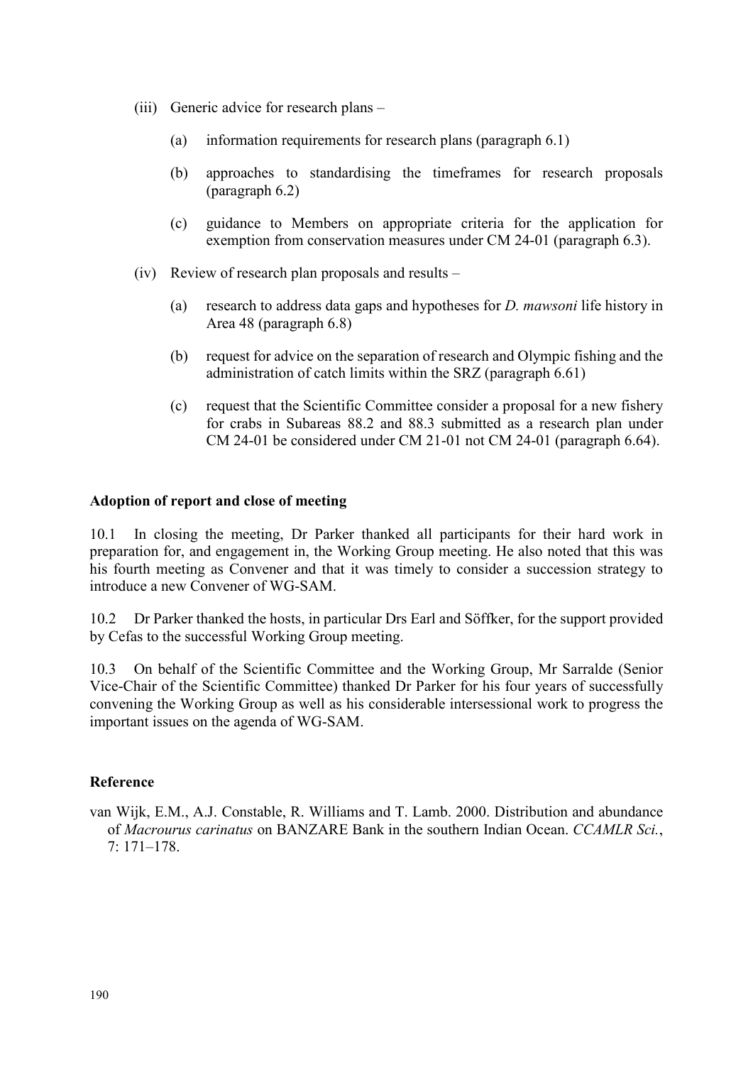(iii) Generic advice for research plans –

   (a) information requirements for research plans (paragraph 6.1)

   (b) approaches to standardising the timeframes for research proposals (paragraph 6.2)

   (c) guidance to Members on appropriate criteria for the application for exemption from conservation measures under CM 24-01 (paragraph 6.3).

(iv) Review of research plan proposals and results –

   (a) research to address data gaps and hypotheses for *D. mawsoni* life history in Area 48 (paragraph 6.8)

   (b) request for advice on the separation of research and Olympic fishing and the administration of catch limits within the SRZ (paragraph 6.61)

   (c) request that the Scientific Committee consider a proposal for a new fishery for crabs in Subareas 88.2 and 88.3 submitted as a research plan under CM 24-01 be considered under CM 21-01 not CM 24-01 (paragraph 6.64).

**Adoption of report and close of meeting**

10.1 In closing the meeting, Dr Parker thanked all participants for their hard work in preparation for, and engagement in, the Working Group meeting. He also noted that this was his fourth meeting as Convener and that it was timely to consider a succession strategy to introduce a new Convener of WG-SAM.

10.2 Dr Parker thanked the hosts, in particular Drs Earl and Söffker, for the support provided by Cefas to the successful Working Group meeting.

10.3 On behalf of the Scientific Committee and the Working Group, Mr Sarralde (Senior Vice-Chair of the Scientific Committee) thanked Dr Parker for his four years of successfully convening the Working Group as well as his considerable intersessional work to progress the important issues on the agenda of WG-SAM.

**Reference**

van Wijk, E.M., A.J. Constable, R. Williams and T. Lamb. 2000. Distribution and abundance of *Macrourus carinatus* on BANZARE Bank in the southern Indian Ocean. *CCAMLR Sci.*, 7: 171–178.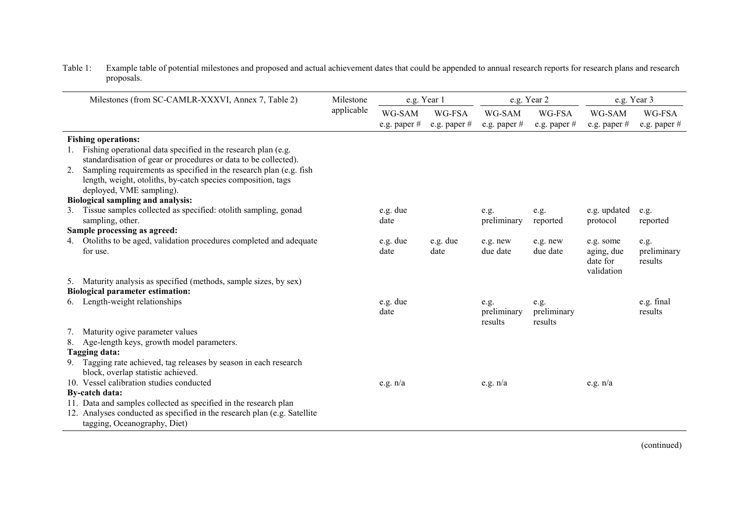Table 1: Example table of potential milestones and proposed and actual achievement dates that could be appended to annual research reports for research plans and research proposals.

| Milestones (from SC-CAMLR-XXXVI, Annex 7, Table 2) | Milestone applicable | e.g. Year 1 | | e.g. Year 2 | | e.g. Year 3 | |
|---|---|---|---|---|---|---|---|
| | | WG-SAM e.g. paper # | WG-FSA e.g. paper # | WG-SAM e.g. paper # | WG-FSA e.g. paper # | WG-SAM e.g. paper # | WG-FSA e.g. paper # |
| **Fishing operations:** | | | | | | | |
| 1. Fishing operational data specified in the research plan (e.g. standardisation of gear or procedures or data to be collected). | | | | | | | |
| 2. Sampling requirements as specified in the research plan (e.g. fish length, weight, otoliths, by-catch species composition, tags deployed, VME sampling). | | | | | | | |
| **Biological sampling and analysis:** | | | | | | | |
| 3. Tissue samples collected as specified: otolith sampling, gonad sampling, other. | | e.g. due date | | e.g. preliminary | e.g. reported | e.g. updated protocol | e.g. reported |
| **Sample processing as agreed:** | | | | | | | |
| 4. Otoliths to be aged, validation procedures completed and adequate for use. | | e.g. due date | e.g. due date | e.g. new due date | e.g. new due date | e.g. some aging, due date for validation | e.g. preliminary results |
| 5. Maturity analysis as specified (methods, sample sizes, by sex) | | | | | | | |
| **Biological parameter estimation:** | | | | | | | |
| 6. Length-weight relationships | | e.g. due date | | e.g. preliminary results | e.g. preliminary results | | e.g. final results |
| 7. Maturity ogive parameter values | | | | | | | |
| 8. Age-length keys, growth model parameters. | | | | | | | |
| **Tagging data:** | | | | | | | |
| 9. Tagging rate achieved, tag releases by season in each research block, overlap statistic achieved. | | | | | | | |
| 10. Vessel calibration studies conducted | | e.g. n/a | | e.g. n/a | | e.g. n/a | |
| **By-catch data:** | | | | | | | |
| 11. Data and samples collected as specified in the research plan | | | | | | | |
| 12. Analyses conducted as specified in the research plan (e.g. Satellite tagging, Oceanography, Diet) | | | | | | | |

(continued)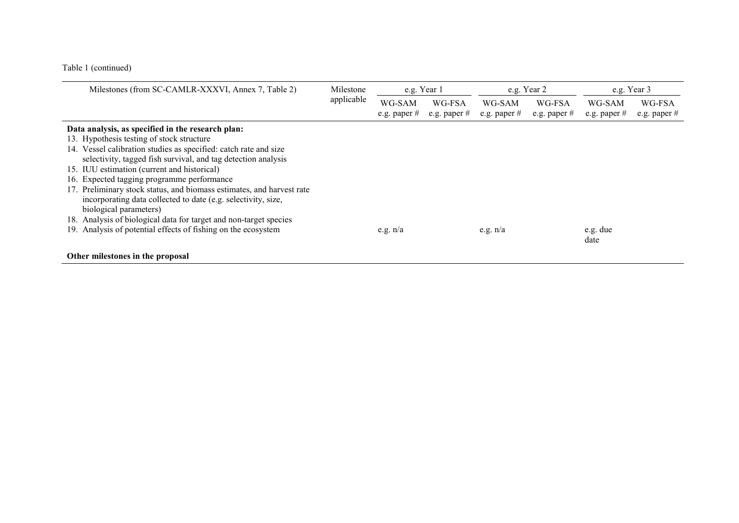Table 1 (continued)

| Milestones (from SC-CAMLR-XXXVI, Annex 7, Table 2) | Milestone applicable | e.g. Year 1 | | e.g. Year 2 | | e.g. Year 3 | |
|---|---|---|---|---|---|---|---|
| | | WG-SAM e.g. paper # | WG-FSA e.g. paper # | WG-SAM e.g. paper # | WG-FSA e.g. paper # | WG-SAM e.g. paper # | WG-FSA e.g. paper # |
| **Data analysis, as specified in the research plan:** | | | | | | | |
| 13. Hypothesis testing of stock structure | | | | | | | |
| 14. Vessel calibration studies as specified: catch rate and size selectivity, tagged fish survival, and tag detection analysis | | | | | | | |
| 15. IUU estimation (current and historical) | | | | | | | |
| 16. Expected tagging programme performance | | | | | | | |
| 17. Preliminary stock status, and biomass estimates, and harvest rate incorporating data collected to date (e.g. selectivity, size, biological parameters) | | | | | | | |
| 18. Analysis of biological data for target and non-target species | | | | | | | |
| 19. Analysis of potential effects of fishing on the ecosystem | | e.g. n/a | | e.g. n/a | | e.g. due date | |
| **Other milestones in the proposal** | | | | | | | |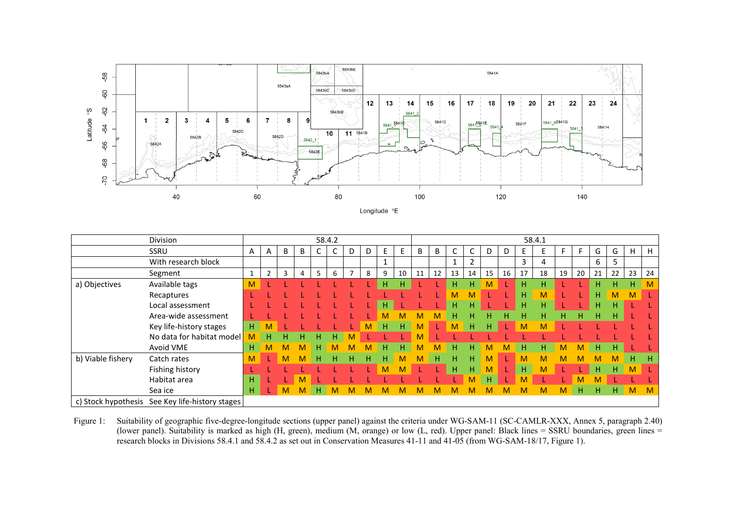| | Division | 58.4.2 | | | | | | | | | | 58.4.1 | | | | | | | | | | | | | |
|---|---|---|---|---|---|---|---|---|---|---|---|---|---|---|---|---|---|---|---|---|---|---|---|---|---|
| | SSRU | A | A | B | B | C | C | D | D | E | E | B | B | C | C | D | D | E | E | F | F | G | G | H | H |
| | With research block | | | | | | | | | 1 | | | | 1 | 2 | | | 3 | 4 | | | 6 | 5 | | |
| | Segment | 1 | 2 | 3 | 4 | 5 | 6 | 7 | 8 | 9 | 10 | 11 | 12 | 13 | 14 | 15 | 16 | 17 | 18 | 19 | 20 | 21 | 22 | 23 | 24 |
| a) Objectives | Available tags | M | L | L | L | L | L | L | L | H | H | L | L | H | H | M | L | H | H | L | L | H | H | H | M |
| | Recaptures | L | L | L | L | L | L | L | L | L | L | L | L | M | M | L | L | H | M | L | L | H | M | M | L |
| | Local assessment | L | L | L | L | L | L | L | L | H | L | L | L | H | H | L | L | H | H | L | L | H | H | L | L |
| | Area-wide assessment | L | L | L | L | L | L | L | L | M | M | M | M | H | H | H | H | H | H | H | H | H | H | L | L |
| | Key life-history stages | H | M | L | L | L | L | L | M | H | H | M | L | M | H | H | L | M | M | L | L | L | L | L | L |
| | No data for habitat model | M | H | H | H | H | H | M | L | L | L | M | L | L | L | L | L | L | L | L | L | L | L | L | L |
| | Avoid VME | H | M | M | M | H | M | M | M | H | H | M | M | H | H | M | M | H | H | M | M | H | H | L | L |
| b) Viable fishery | Catch rates | M | L | M | M | H | H | H | H | H | M | M | H | H | H | M | L | M | M | M | M | M | M | H | H |
| | Fishing history | L | L | L | L | L | L | L | L | M | M | L | L | H | H | M | L | H | M | L | L | H | H | M | L |
| | Habitat area | H | L | L | M | L | L | L | L | L | L | L | L | L | M | H | L | M | L | L | M | M | L | L | L |
| | Sea ice | H | L | M | M | H | M | M | M | M | M | M | M | M | M | M | M | M | M | M | H | H | H | M | M |
| c) Stock hypothesis | See Key life-history stages | | | | | | | | | | | | | | | | | | | | | | | | |

Figure 1: Suitability of geographic five-degree-longitude sections (upper panel) against the criteria under WG-SAM-11 (SC-CAMLR-XXX, Annex 5, paragraph 2.40) (lower panel). Suitability is marked as high (H, green), medium (M, orange) or low (L, red). Upper panel: Black lines = SSRU boundaries, green lines = research blocks in Divisions 58.4.1 and 58.4.2 as set out in Conservation Measures 41-11 and 41-05 (from WG-SAM-18/17, Figure 1).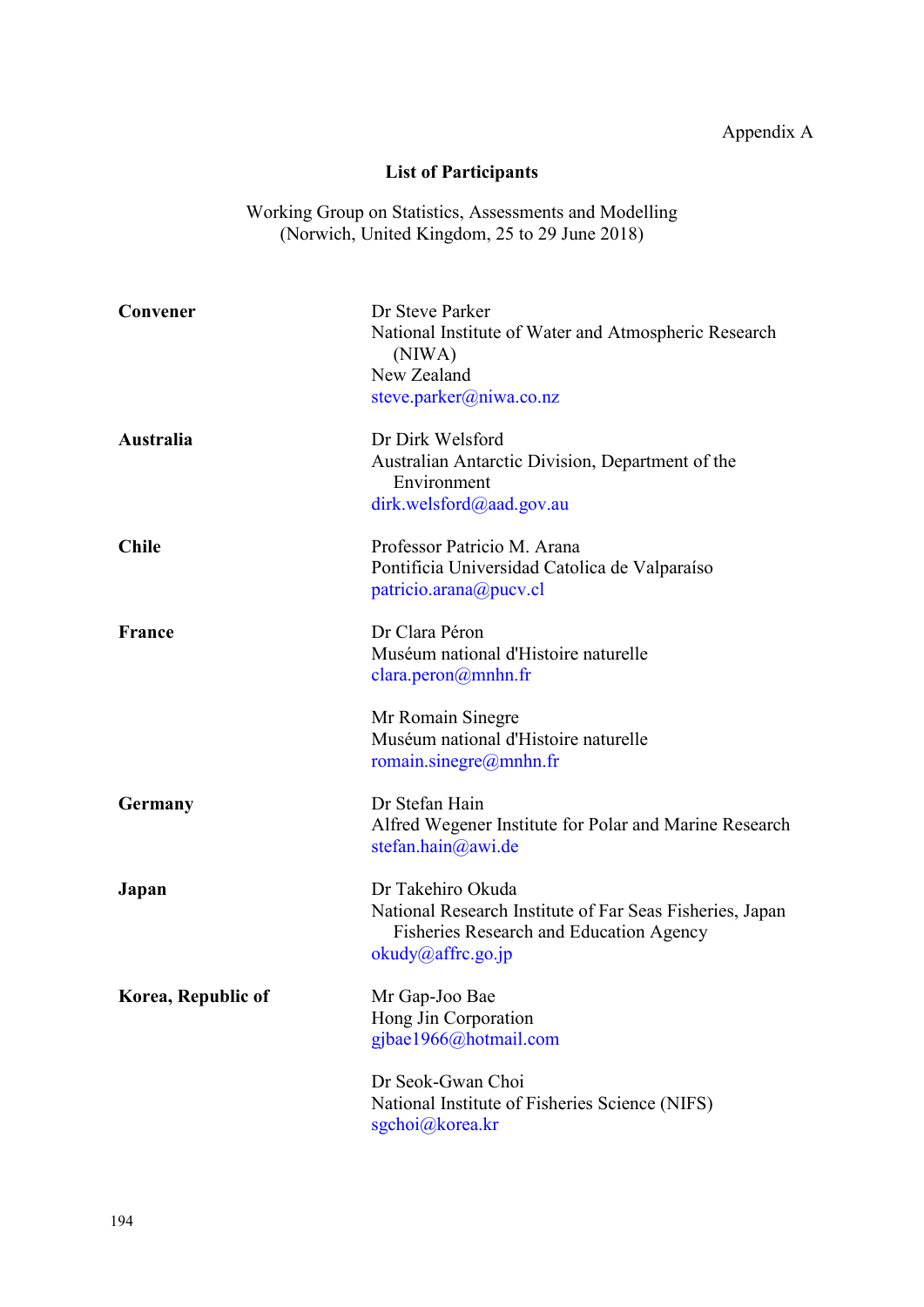Appendix A

## List of Participants

Working Group on Statistics, Assessments and Modelling
(Norwich, United Kingdom, 25 to 29 June 2018)

| | |
|---|---|
| **Convener** | Dr Steve Parker<br>National Institute of Water and Atmospheric Research (NIWA)<br>New Zealand<br>steve.parker@niwa.co.nz |
| **Australia** | Dr Dirk Welsford<br>Australian Antarctic Division, Department of the Environment<br>dirk.welsford@aad.gov.au |
| **Chile** | Professor Patricio M. Arana<br>Pontificia Universidad Catolica de Valparaíso<br>patricio.arana@pucv.cl |
| **France** | Dr Clara Péron<br>Muséum national d'Histoire naturelle<br>clara.peron@mnhn.fr |
| | Mr Romain Sinegre<br>Muséum national d'Histoire naturelle<br>romain.sinegre@mnhn.fr |
| **Germany** | Dr Stefan Hain<br>Alfred Wegener Institute for Polar and Marine Research<br>stefan.hain@awi.de |
| **Japan** | Dr Takehiro Okuda<br>National Research Institute of Far Seas Fisheries, Japan Fisheries Research and Education Agency<br>okudy@affrc.go.jp |
| **Korea, Republic of** | Mr Gap-Joo Bae<br>Hong Jin Corporation<br>gjbae1966@hotmail.com |
| | Dr Seok-Gwan Choi<br>National Institute of Fisheries Science (NIFS)<br>sgchoi@korea.kr |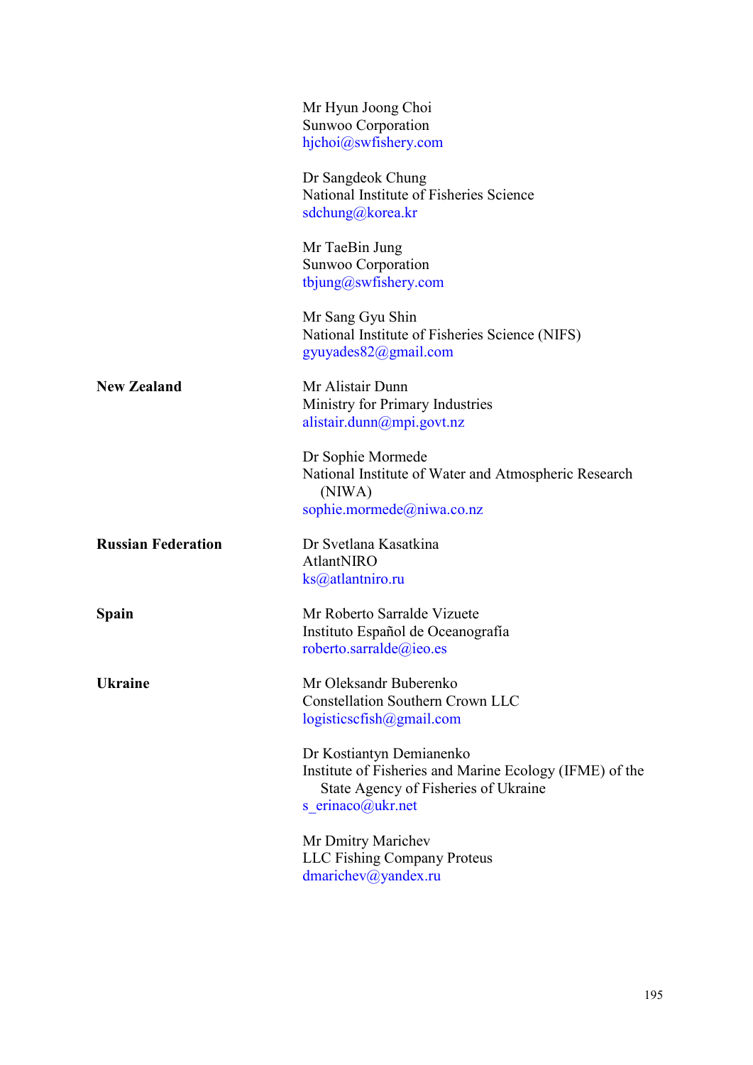| | |
|---|---|
| | Mr Hyun Joong Choi<br>Sunwoo Corporation<br>hjchoi@swfishery.com |
| | Dr Sangdeok Chung<br>National Institute of Fisheries Science<br>sdchung@korea.kr |
| | Mr TaeBin Jung<br>Sunwoo Corporation<br>tbjung@swfishery.com |
| | Mr Sang Gyu Shin<br>National Institute of Fisheries Science (NIFS)<br>gyuyades82@gmail.com |
| **New Zealand** | Mr Alistair Dunn<br>Ministry for Primary Industries<br>alistair.dunn@mpi.govt.nz |
| | Dr Sophie Mormede<br>National Institute of Water and Atmospheric Research (NIWA)<br>sophie.mormede@niwa.co.nz |
| **Russian Federation** | Dr Svetlana Kasatkina<br>AtlantNIRO<br>ks@atlantniro.ru |
| **Spain** | Mr Roberto Sarralde Vizuete<br>Instituto Español de Oceanografía<br>roberto.sarralde@ieo.es |
| **Ukraine** | Mr Oleksandr Buberenko<br>Constellation Southern Crown LLC<br>logisticscfish@gmail.com |
| | Dr Kostiantyn Demianenko<br>Institute of Fisheries and Marine Ecology (IFME) of the State Agency of Fisheries of Ukraine<br>s_erinaco@ukr.net |
| | Mr Dmitry Marichev<br>LLC Fishing Company Proteus<br>dmarichev@yandex.ru |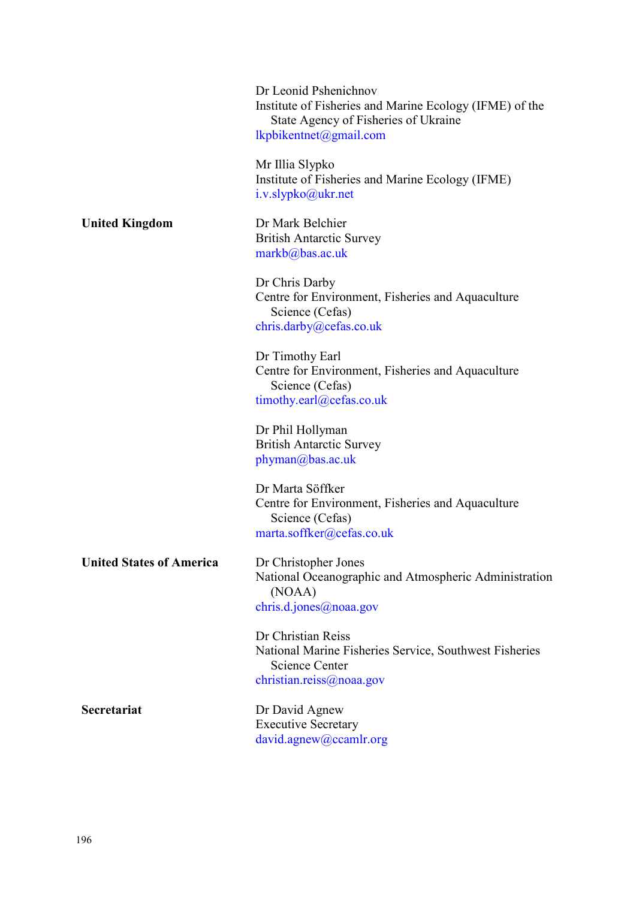Dr Leonid Pshenichnov
Institute of Fisheries and Marine Ecology (IFME) of the State Agency of Fisheries of Ukraine
lkpbikentnet@gmail.com

Mr Illia Slypko
Institute of Fisheries and Marine Ecology (IFME)
i.v.slypko@ukr.net

**United Kingdom**

Dr Mark Belchier
British Antarctic Survey
markb@bas.ac.uk

Dr Chris Darby
Centre for Environment, Fisheries and Aquaculture Science (Cefas)
chris.darby@cefas.co.uk

Dr Timothy Earl
Centre for Environment, Fisheries and Aquaculture Science (Cefas)
timothy.earl@cefas.co.uk

Dr Phil Hollyman
British Antarctic Survey
phyman@bas.ac.uk

Dr Marta Söffker
Centre for Environment, Fisheries and Aquaculture Science (Cefas)
marta.soffker@cefas.co.uk

**United States of America**

Dr Christopher Jones
National Oceanographic and Atmospheric Administration (NOAA)
chris.d.jones@noaa.gov

Dr Christian Reiss
National Marine Fisheries Service, Southwest Fisheries Science Center
christian.reiss@noaa.gov

**Secretariat**

Dr David Agnew
Executive Secretary
david.agnew@ccamlr.org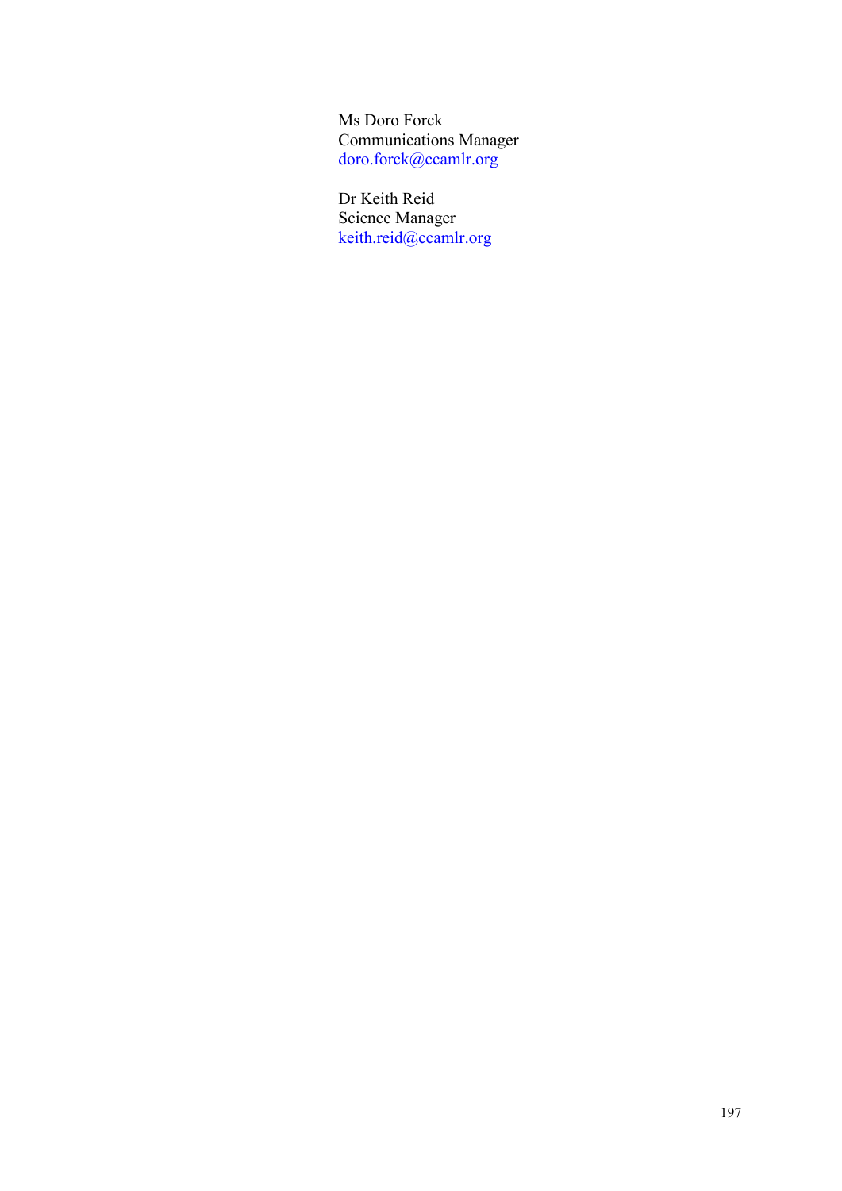Ms Doro Forck
Communications Manager
doro.forck@ccamlr.org

Dr Keith Reid
Science Manager
keith.reid@ccamlr.org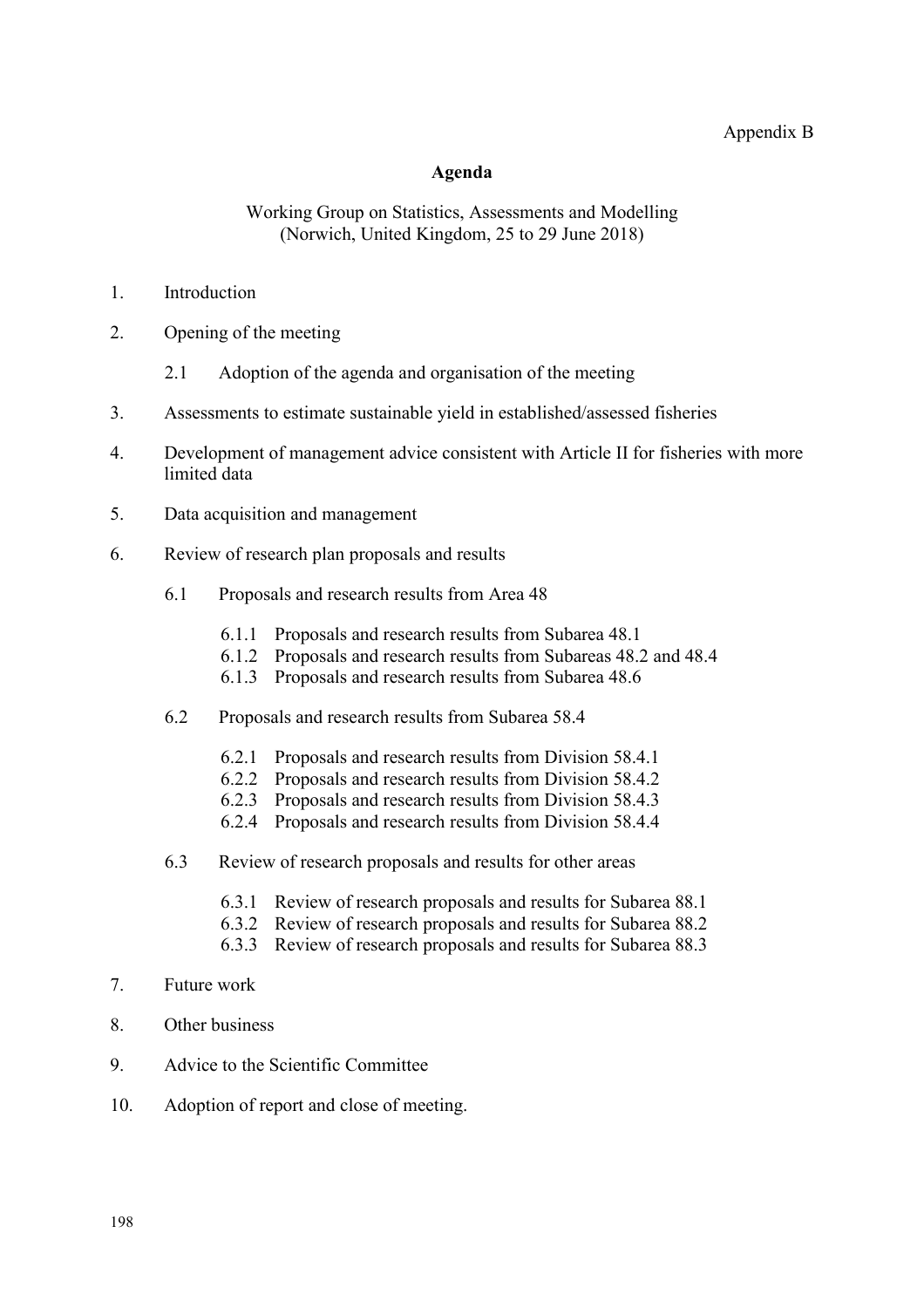Appendix B

# Agenda

Working Group on Statistics, Assessments and Modelling
(Norwich, United Kingdom, 25 to 29 June 2018)

1. Introduction

2. Opening of the meeting

   2.1 Adoption of the agenda and organisation of the meeting

3. Assessments to estimate sustainable yield in established/assessed fisheries

4. Development of management advice consistent with Article II for fisheries with more limited data

5. Data acquisition and management

6. Review of research plan proposals and results

   6.1 Proposals and research results from Area 48

      6.1.1 Proposals and research results from Subarea 48.1
      6.1.2 Proposals and research results from Subareas 48.2 and 48.4
      6.1.3 Proposals and research results from Subarea 48.6

   6.2 Proposals and research results from Subarea 58.4

      6.2.1 Proposals and research results from Division 58.4.1
      6.2.2 Proposals and research results from Division 58.4.2
      6.2.3 Proposals and research results from Division 58.4.3
      6.2.4 Proposals and research results from Division 58.4.4

   6.3 Review of research proposals and results for other areas

      6.3.1 Review of research proposals and results for Subarea 88.1
      6.3.2 Review of research proposals and results for Subarea 88.2
      6.3.3 Review of research proposals and results for Subarea 88.3

7. Future work

8. Other business

9. Advice to the Scientific Committee

10. Adoption of report and close of meeting.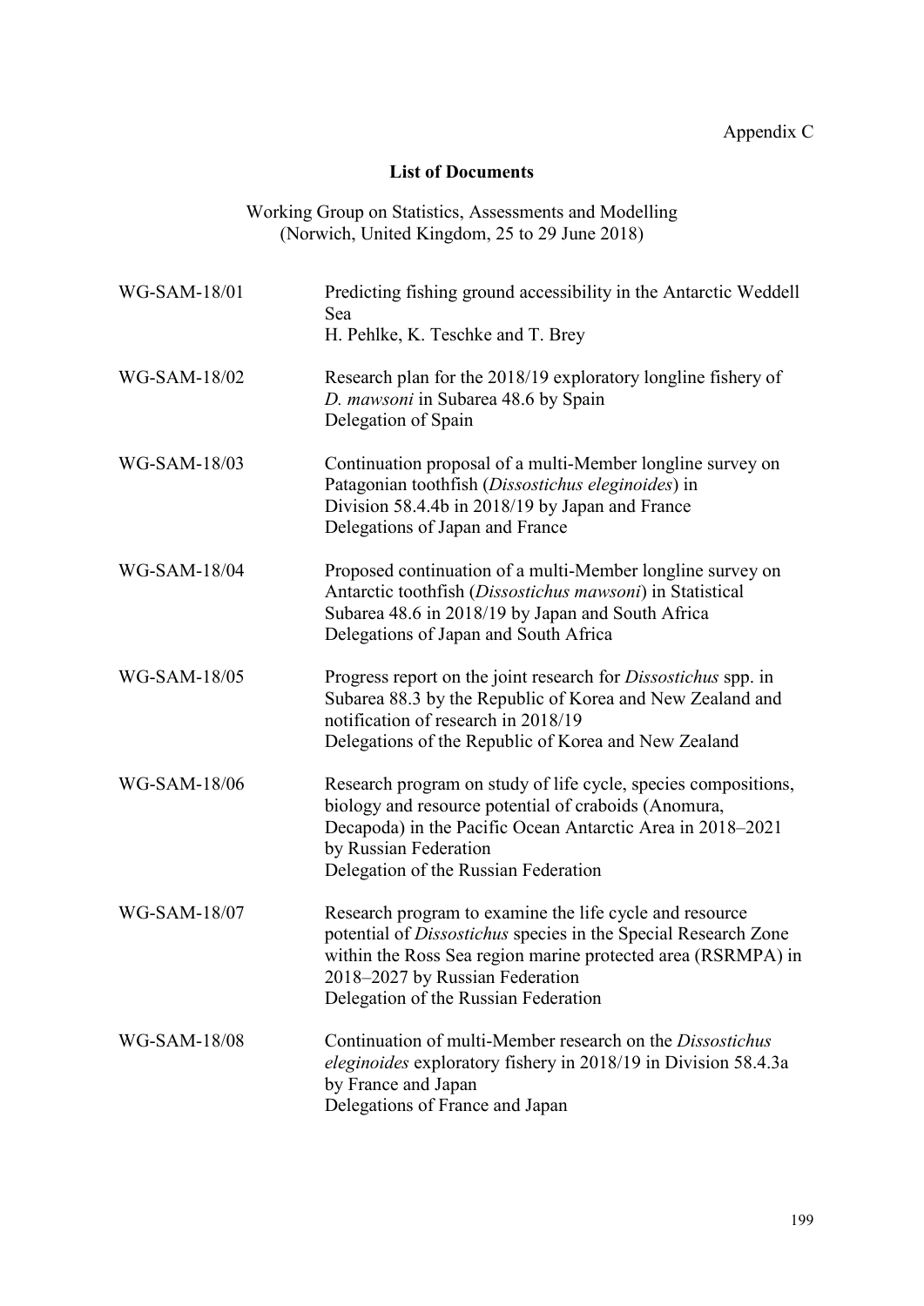Appendix C

## List of Documents

Working Group on Statistics, Assessments and Modelling
(Norwich, United Kingdom, 25 to 29 June 2018)

| | |
|---|---|
| WG-SAM-18/01 | Predicting fishing ground accessibility in the Antarctic Weddell Sea<br>H. Pehlke, K. Teschke and T. Brey |
| WG-SAM-18/02 | Research plan for the 2018/19 exploratory longline fishery of *D. mawsoni* in Subarea 48.6 by Spain<br>Delegation of Spain |
| WG-SAM-18/03 | Continuation proposal of a multi-Member longline survey on Patagonian toothfish (*Dissostichus eleginoides*) in Division 58.4.4b in 2018/19 by Japan and France<br>Delegations of Japan and France |
| WG-SAM-18/04 | Proposed continuation of a multi-Member longline survey on Antarctic toothfish (*Dissostichus mawsoni*) in Statistical Subarea 48.6 in 2018/19 by Japan and South Africa<br>Delegations of Japan and South Africa |
| WG-SAM-18/05 | Progress report on the joint research for *Dissostichus* spp. in Subarea 88.3 by the Republic of Korea and New Zealand and notification of research in 2018/19<br>Delegations of the Republic of Korea and New Zealand |
| WG-SAM-18/06 | Research program on study of life cycle, species compositions, biology and resource potential of craboids (Anomura, Decapoda) in the Pacific Ocean Antarctic Area in 2018–2021 by Russian Federation<br>Delegation of the Russian Federation |
| WG-SAM-18/07 | Research program to examine the life cycle and resource potential of *Dissostichus* species in the Special Research Zone within the Ross Sea region marine protected area (RSRMPA) in 2018–2027 by Russian Federation<br>Delegation of the Russian Federation |
| WG-SAM-18/08 | Continuation of multi-Member research on the *Dissostichus eleginoides* exploratory fishery in 2018/19 in Division 58.4.3a by France and Japan<br>Delegations of France and Japan |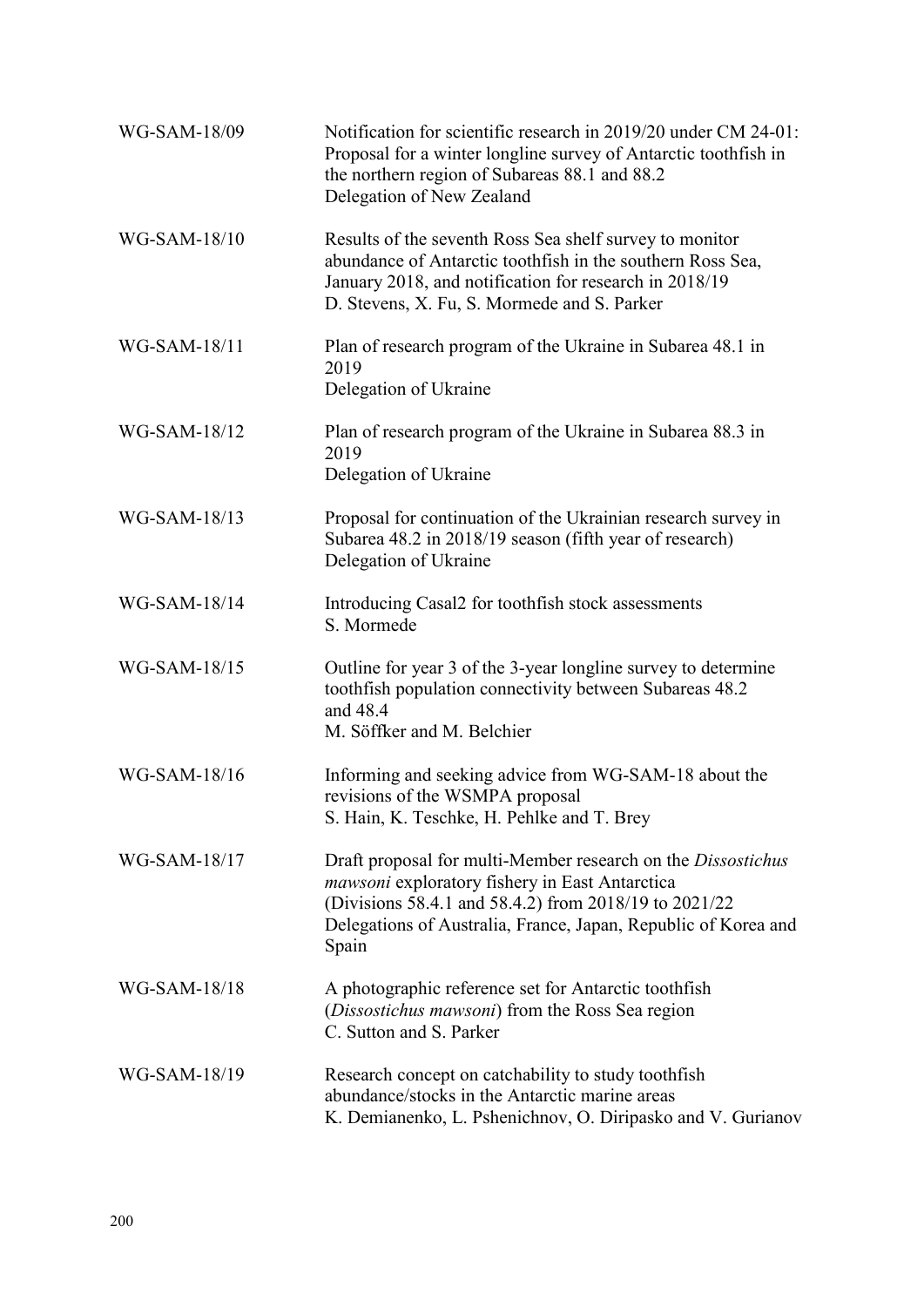| | |
|---|---|
| WG-SAM-18/09 | Notification for scientific research in 2019/20 under CM 24-01: Proposal for a winter longline survey of Antarctic toothfish in the northern region of Subareas 88.1 and 88.2<br>Delegation of New Zealand |
| WG-SAM-18/10 | Results of the seventh Ross Sea shelf survey to monitor abundance of Antarctic toothfish in the southern Ross Sea, January 2018, and notification for research in 2018/19<br>D. Stevens, X. Fu, S. Mormede and S. Parker |
| WG-SAM-18/11 | Plan of research program of the Ukraine in Subarea 48.1 in 2019<br>Delegation of Ukraine |
| WG-SAM-18/12 | Plan of research program of the Ukraine in Subarea 88.3 in 2019<br>Delegation of Ukraine |
| WG-SAM-18/13 | Proposal for continuation of the Ukrainian research survey in Subarea 48.2 in 2018/19 season (fifth year of research)<br>Delegation of Ukraine |
| WG-SAM-18/14 | Introducing Casal2 for toothfish stock assessments<br>S. Mormede |
| WG-SAM-18/15 | Outline for year 3 of the 3-year longline survey to determine toothfish population connectivity between Subareas 48.2 and 48.4<br>M. Söffker and M. Belchier |
| WG-SAM-18/16 | Informing and seeking advice from WG-SAM-18 about the revisions of the WSMPA proposal<br>S. Hain, K. Teschke, H. Pehlke and T. Brey |
| WG-SAM-18/17 | Draft proposal for multi-Member research on the *Dissostichus mawsoni* exploratory fishery in East Antarctica (Divisions 58.4.1 and 58.4.2) from 2018/19 to 2021/22<br>Delegations of Australia, France, Japan, Republic of Korea and Spain |
| WG-SAM-18/18 | A photographic reference set for Antarctic toothfish (*Dissostichus mawsoni*) from the Ross Sea region<br>C. Sutton and S. Parker |
| WG-SAM-18/19 | Research concept on catchability to study toothfish abundance/stocks in the Antarctic marine areas<br>K. Demianenko, L. Pshenichnov, O. Diripasko and V. Gurianov |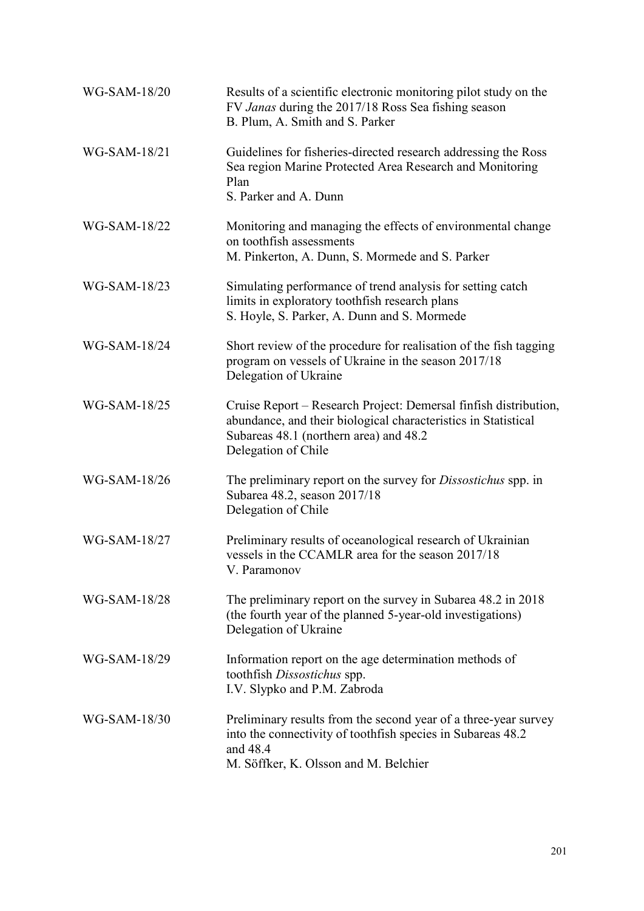| | |
|---|---|
| WG-SAM-18/20 | Results of a scientific electronic monitoring pilot study on the FV *Janas* during the 2017/18 Ross Sea fishing season<br>B. Plum, A. Smith and S. Parker |
| WG-SAM-18/21 | Guidelines for fisheries-directed research addressing the Ross Sea region Marine Protected Area Research and Monitoring Plan<br>S. Parker and A. Dunn |
| WG-SAM-18/22 | Monitoring and managing the effects of environmental change on toothfish assessments<br>M. Pinkerton, A. Dunn, S. Mormede and S. Parker |
| WG-SAM-18/23 | Simulating performance of trend analysis for setting catch limits in exploratory toothfish research plans<br>S. Hoyle, S. Parker, A. Dunn and S. Mormede |
| WG-SAM-18/24 | Short review of the procedure for realisation of the fish tagging program on vessels of Ukraine in the season 2017/18<br>Delegation of Ukraine |
| WG-SAM-18/25 | Cruise Report – Research Project: Demersal finfish distribution, abundance, and their biological characteristics in Statistical Subareas 48.1 (northern area) and 48.2<br>Delegation of Chile |
| WG-SAM-18/26 | The preliminary report on the survey for *Dissostichus* spp. in Subarea 48.2, season 2017/18<br>Delegation of Chile |
| WG-SAM-18/27 | Preliminary results of oceanological research of Ukrainian vessels in the CCAMLR area for the season 2017/18<br>V. Paramonov |
| WG-SAM-18/28 | The preliminary report on the survey in Subarea 48.2 in 2018 (the fourth year of the planned 5-year-old investigations)<br>Delegation of Ukraine |
| WG-SAM-18/29 | Information report on the age determination methods of toothfish *Dissostichus* spp.<br>I.V. Slypko and P.M. Zabroda |
| WG-SAM-18/30 | Preliminary results from the second year of a three-year survey into the connectivity of toothfish species in Subareas 48.2 and 48.4<br>M. Söffker, K. Olsson and M. Belchier |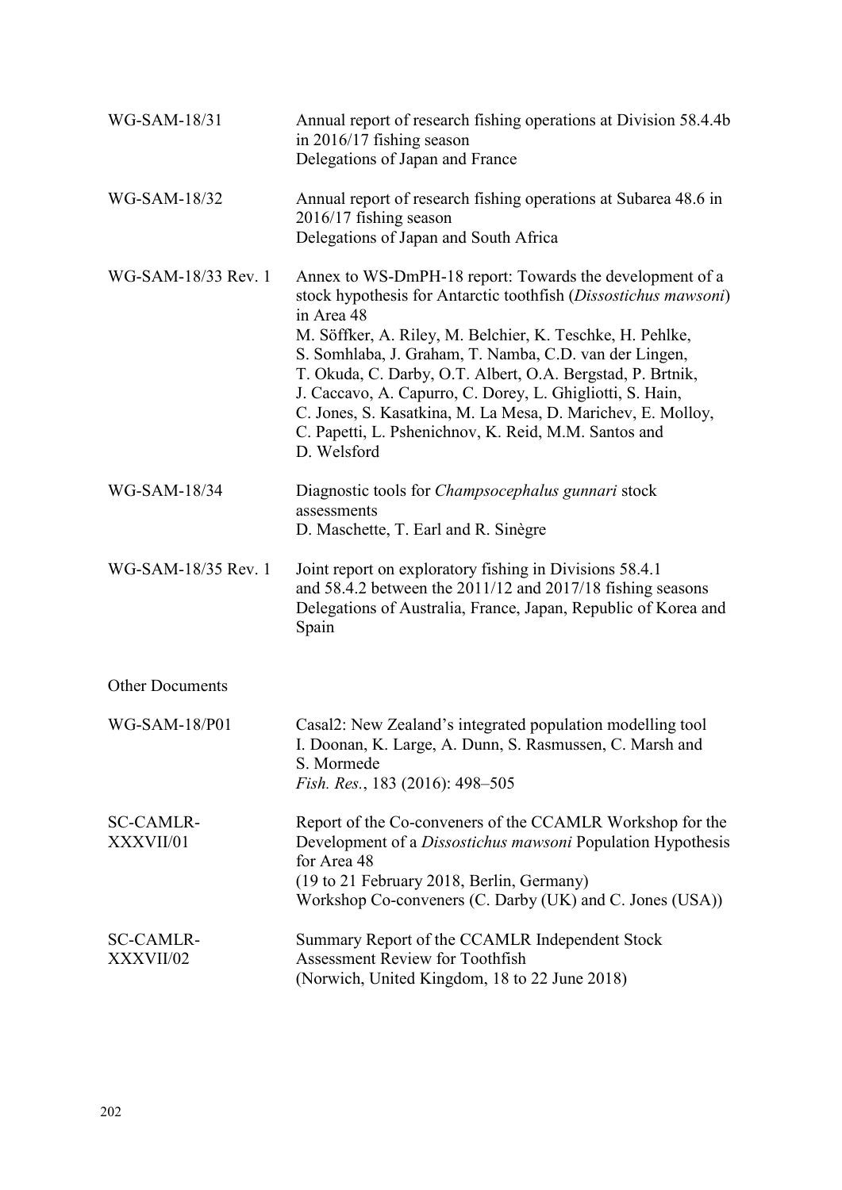| | |
|---|---|
| WG-SAM-18/31 | Annual report of research fishing operations at Division 58.4.4b in 2016/17 fishing season<br>Delegations of Japan and France |
| WG-SAM-18/32 | Annual report of research fishing operations at Subarea 48.6 in 2016/17 fishing season<br>Delegations of Japan and South Africa |
| WG-SAM-18/33 Rev. 1 | Annex to WS-DmPH-18 report: Towards the development of a stock hypothesis for Antarctic toothfish (*Dissostichus mawsoni*) in Area 48<br>M. Söffker, A. Riley, M. Belchier, K. Teschke, H. Pehlke, S. Somhlaba, J. Graham, T. Namba, C.D. van der Lingen, T. Okuda, C. Darby, O.T. Albert, O.A. Bergstad, P. Brtnik, J. Caccavo, A. Capurro, C. Dorey, L. Ghigliotti, S. Hain, C. Jones, S. Kasatkina, M. La Mesa, D. Marichev, E. Molloy, C. Papetti, L. Pshenichnov, K. Reid, M.M. Santos and D. Welsford |
| WG-SAM-18/34 | Diagnostic tools for *Champsocephalus gunnari* stock assessments<br>D. Maschette, T. Earl and R. Sinègre |
| WG-SAM-18/35 Rev. 1 | Joint report on exploratory fishing in Divisions 58.4.1 and 58.4.2 between the 2011/12 and 2017/18 fishing seasons<br>Delegations of Australia, France, Japan, Republic of Korea and Spain |

Other Documents

| | |
|---|---|
| WG-SAM-18/P01 | Casal2: New Zealand's integrated population modelling tool<br>I. Doonan, K. Large, A. Dunn, S. Rasmussen, C. Marsh and S. Mormede<br>*Fish. Res.*, 183 (2016): 498–505 |
| SC-CAMLR-XXXVII/01 | Report of the Co-conveners of the CCAMLR Workshop for the Development of a *Dissostichus mawsoni* Population Hypothesis for Area 48<br>(19 to 21 February 2018, Berlin, Germany)<br>Workshop Co-conveners (C. Darby (UK) and C. Jones (USA)) |
| SC-CAMLR-XXXVII/02 | Summary Report of the CCAMLR Independent Stock Assessment Review for Toothfish<br>(Norwich, United Kingdom, 18 to 22 June 2018) |